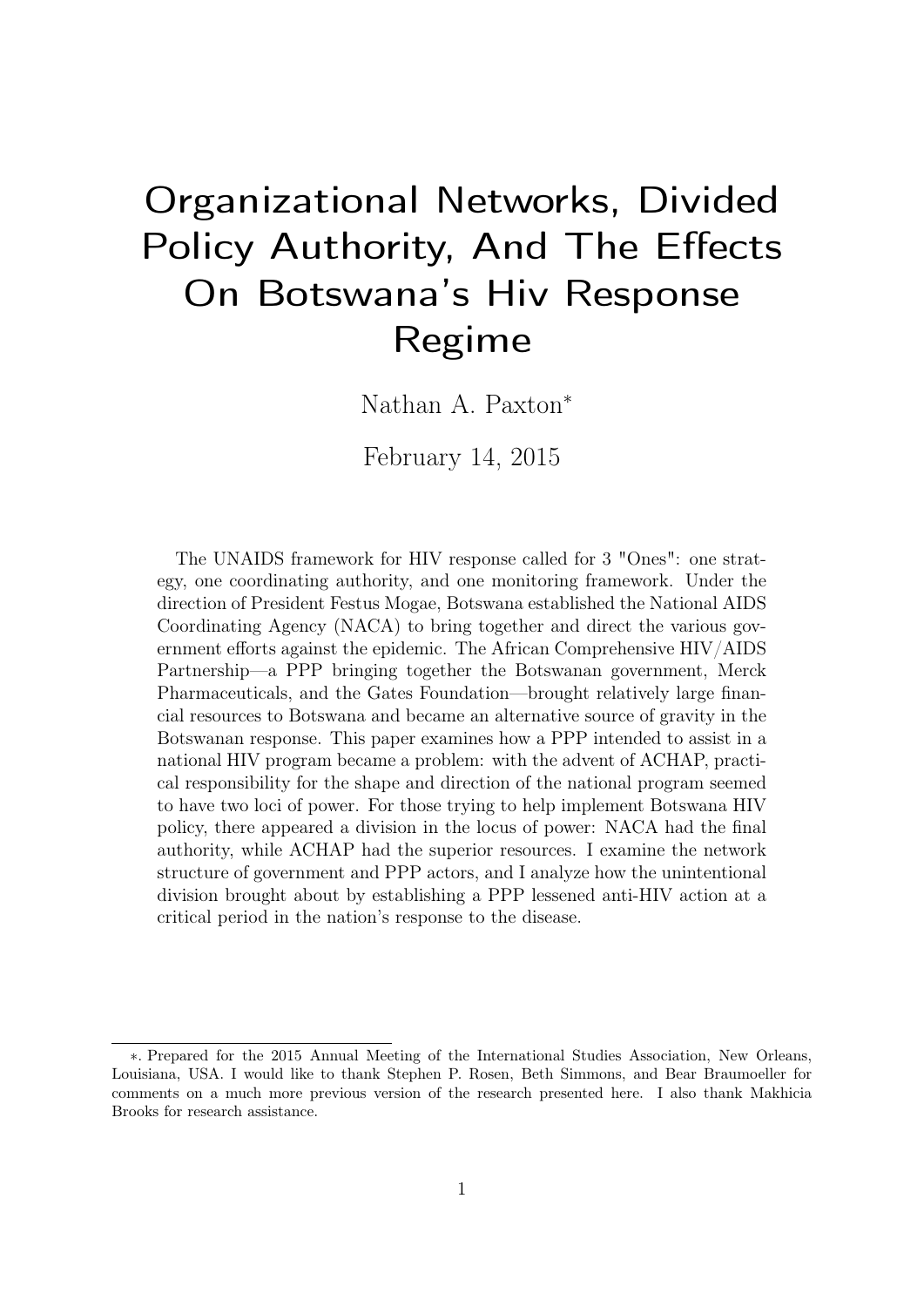# Organizational Networks, Divided Policy Authority, And The Effects On Botswana's Hiv Response Regime

Nathan A. Paxton*

February 14, 2015

The UNAIDS framework for HIV response called for 3 "Ones": one strategy, one coordinating authority, and one monitoring framework. Under the direction of President Festus Mogae, Botswana established the National AIDS Coordinating Agency (NACA) to bring together and direct the various government efforts against the epidemic. The African Comprehensive HIV/AIDS Partnership—a PPP bringing together the Botswanan government, Merck Pharmaceuticals, and the Gates Foundation—brought relatively large financial resources to Botswana and became an alternative source of gravity in the Botswanan response. This paper examines how a PPP intended to assist in a national HIV program became a problem: with the advent of ACHAP, practical responsibility for the shape and direction of the national program seemed to have two loci of power. For those trying to help implement Botswana HIV policy, there appeared a division in the locus of power: NACA had the final authority, while ACHAP had the superior resources. I examine the network structure of government and PPP actors, and I analyze how the unintentional division brought about by establishing a PPP lessened anti-HIV action at a critical period in the nation's response to the disease.

---

*. Prepared for the 2015 Annual Meeting of the International Studies Association, New Orleans, Louisiana, USA. I would like to thank Stephen P. Rosen, Beth Simmons, and Bear Braumoeller for comments on a much more previous version of the research presented here. I also thank Makhicia Brooks for research assistance.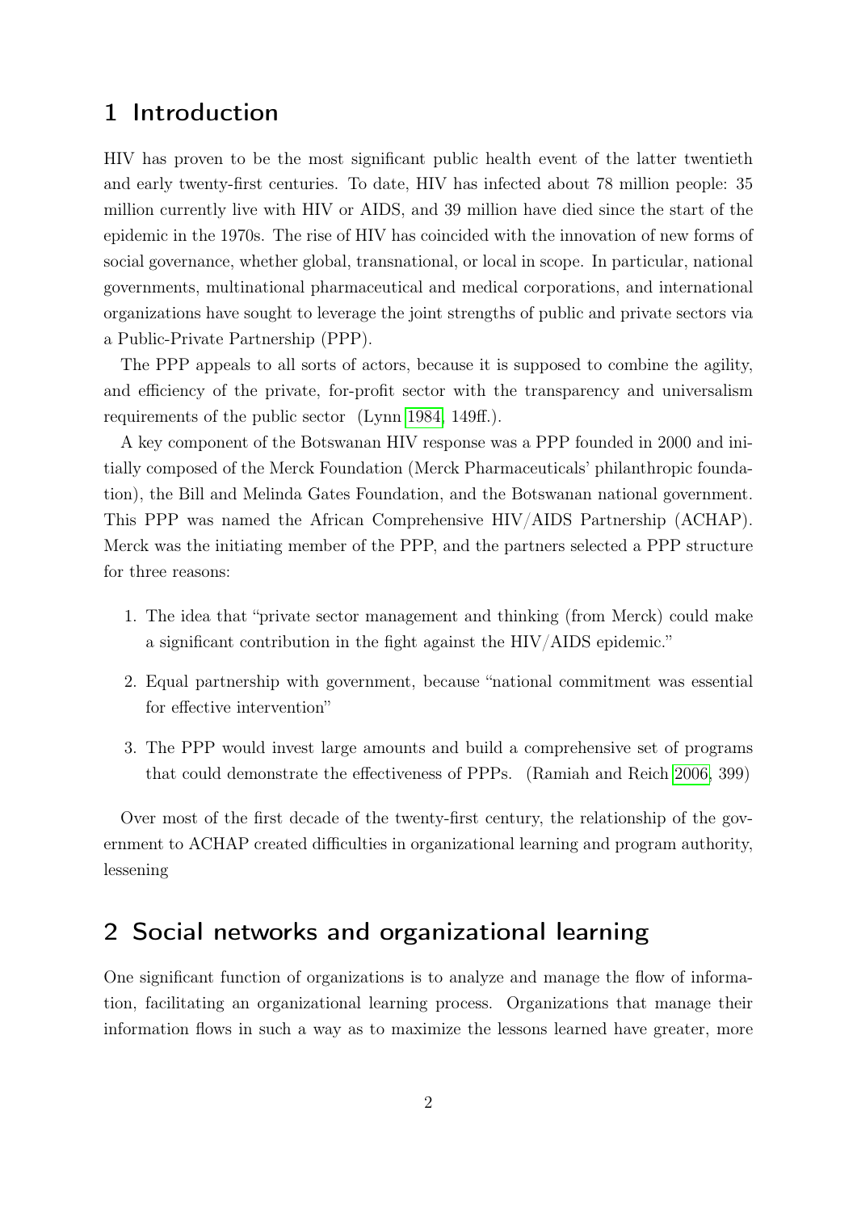# 1 Introduction

HIV has proven to be the most significant public health event of the latter twentieth and early twenty-first centuries. To date, HIV has infected about 78 million people: 35 million currently live with HIV or AIDS, and 39 million have died since the start of the epidemic in the 1970s. The rise of HIV has coincided with the innovation of new forms of social governance, whether global, transnational, or local in scope. In particular, national governments, multinational pharmaceutical and medical corporations, and international organizations have sought to leverage the joint strengths of public and private sectors via a Public-Private Partnership (PPP).

The PPP appeals to all sorts of actors, because it is supposed to combine the agility, and efficiency of the private, for-profit sector with the transparency and universalism requirements of the public sector (Lynn 1984, 149ff.).

A key component of the Botswanan HIV response was a PPP founded in 2000 and initially composed of the Merck Foundation (Merck Pharmaceuticals' philanthropic foundation), the Bill and Melinda Gates Foundation, and the Botswanan national government. This PPP was named the African Comprehensive HIV/AIDS Partnership (ACHAP). Merck was the initiating member of the PPP, and the partners selected a PPP structure for three reasons:

1. The idea that "private sector management and thinking (from Merck) could make a significant contribution in the fight against the HIV/AIDS epidemic."
2. Equal partnership with government, because "national commitment was essential for effective intervention"
3. The PPP would invest large amounts and build a comprehensive set of programs that could demonstrate the effectiveness of PPPs. (Ramiah and Reich 2006, 399)

Over most of the first decade of the twenty-first century, the relationship of the government to ACHAP created difficulties in organizational learning and program authority, lessening

# 2 Social networks and organizational learning

One significant function of organizations is to analyze and manage the flow of information, facilitating an organizational learning process. Organizations that manage their information flows in such a way as to maximize the lessons learned have greater, more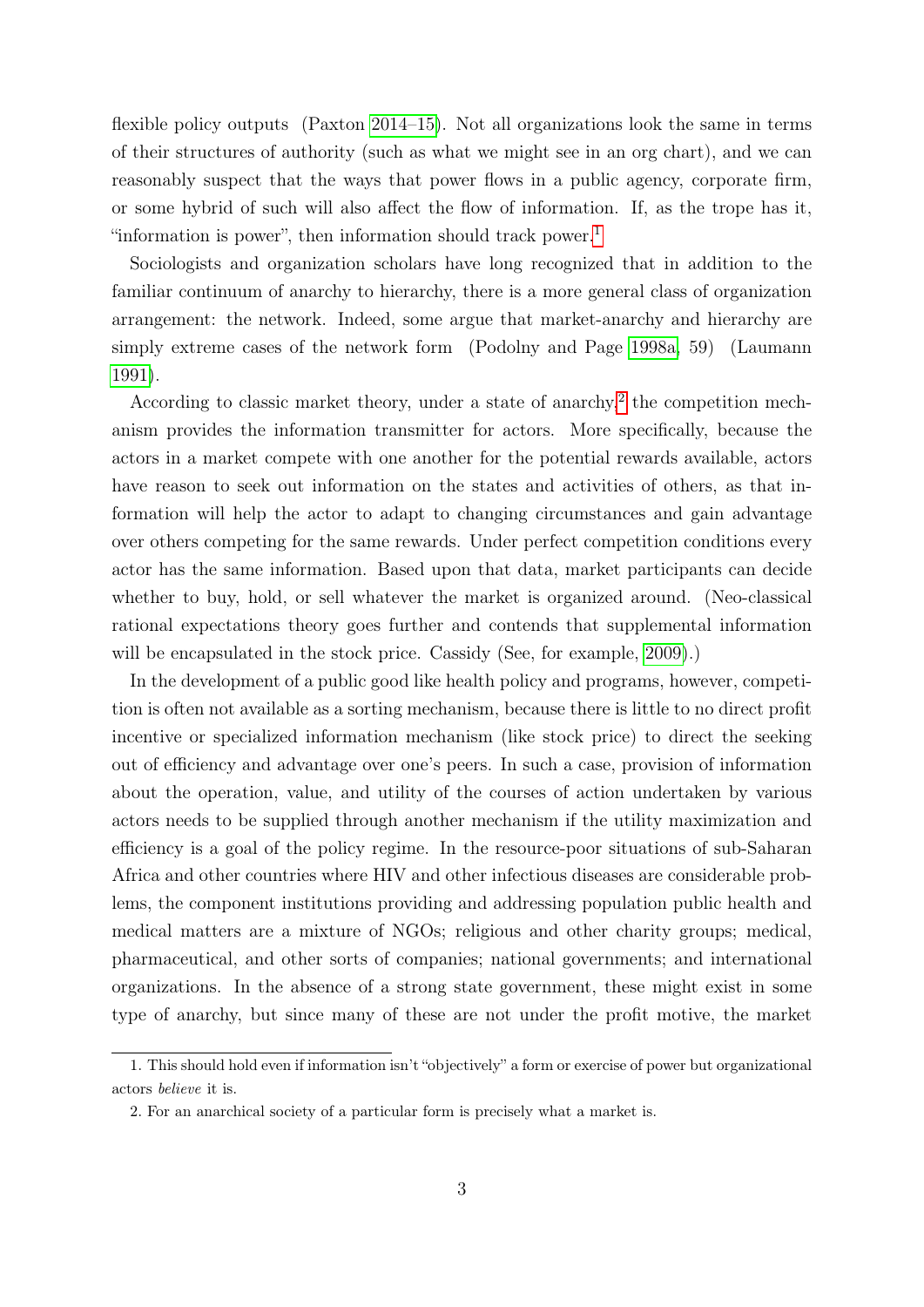flexible policy outputs (Paxton 2014–15). Not all organizations look the same in terms of their structures of authority (such as what we might see in an org chart), and we can reasonably suspect that the ways that power flows in a public agency, corporate firm, or some hybrid of such will also affect the flow of information. If, as the trope has it, "information is power", then information should track power.[1]

Sociologists and organization scholars have long recognized that in addition to the familiar continuum of anarchy to hierarchy, there is a more general class of organization arrangement: the network. Indeed, some argue that market-anarchy and hierarchy are simply extreme cases of the network form (Podolny and Page 1998a, 59) (Laumann 1991).

According to classic market theory, under a state of anarchy,[2] the competition mechanism provides the information transmitter for actors. More specifically, because the actors in a market compete with one another for the potential rewards available, actors have reason to seek out information on the states and activities of others, as that information will help the actor to adapt to changing circumstances and gain advantage over others competing for the same rewards. Under perfect competition conditions every actor has the same information. Based upon that data, market participants can decide whether to buy, hold, or sell whatever the market is organized around. (Neo-classical rational expectations theory goes further and contends that supplemental information will be encapsulated in the stock price. Cassidy (See, for example, 2009).)

In the development of a public good like health policy and programs, however, competition is often not available as a sorting mechanism, because there is little to no direct profit incentive or specialized information mechanism (like stock price) to direct the seeking out of efficiency and advantage over one's peers. In such a case, provision of information about the operation, value, and utility of the courses of action undertaken by various actors needs to be supplied through another mechanism if the utility maximization and efficiency is a goal of the policy regime. In the resource-poor situations of sub-Saharan Africa and other countries where HIV and other infectious diseases are considerable problems, the component institutions providing and addressing population public health and medical matters are a mixture of NGOs; religious and other charity groups; medical, pharmaceutical, and other sorts of companies; national governments; and international organizations. In the absence of a strong state government, these might exist in some type of anarchy, but since many of these are not under the profit motive, the market

1. This should hold even if information isn't "objectively" a form or exercise of power but organizational actors *believe* it is.

2. For an anarchical society of a particular form is precisely what a market is.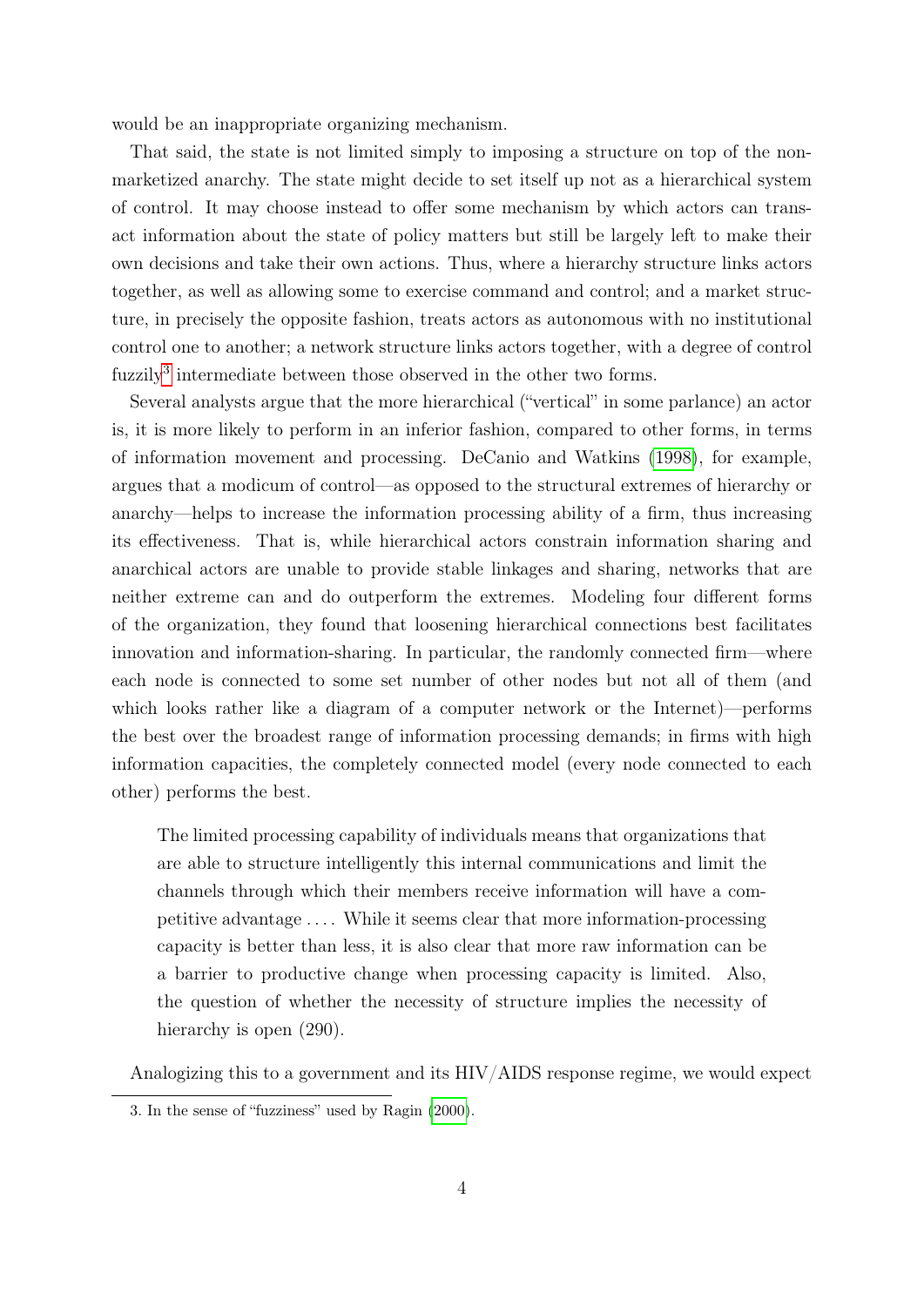would be an inappropriate organizing mechanism.

That said, the state is not limited simply to imposing a structure on top of the non-marketized anarchy. The state might decide to set itself up not as a hierarchical system of control. It may choose instead to offer some mechanism by which actors can transact information about the state of policy matters but still be largely left to make their own decisions and take their own actions. Thus, where a hierarchy structure links actors together, as well as allowing some to exercise command and control; and a market structure, in precisely the opposite fashion, treats actors as autonomous with no institutional control one to another; a network structure links actors together, with a degree of control fuzzily[3] intermediate between those observed in the other two forms.

Several analysts argue that the more hierarchical ("vertical" in some parlance) an actor is, it is more likely to perform in an inferior fashion, compared to other forms, in terms of information movement and processing. DeCanio and Watkins (1998), for example, argues that a modicum of control—as opposed to the structural extremes of hierarchy or anarchy—helps to increase the information processing ability of a firm, thus increasing its effectiveness. That is, while hierarchical actors constrain information sharing and anarchical actors are unable to provide stable linkages and sharing, networks that are neither extreme can and do outperform the extremes. Modeling four different forms of the organization, they found that loosening hierarchical connections best facilitates innovation and information-sharing. In particular, the randomly connected firm—where each node is connected to some set number of other nodes but not all of them (and which looks rather like a diagram of a computer network or the Internet)—performs the best over the broadest range of information processing demands; in firms with high information capacities, the completely connected model (every node connected to each other) performs the best.

> The limited processing capability of individuals means that organizations that are able to structure intelligently this internal communications and limit the channels through which their members receive information will have a competitive advantage .... While it seems clear that more information-processing capacity is better than less, it is also clear that more raw information can be a barrier to productive change when processing capacity is limited. Also, the question of whether the necessity of structure implies the necessity of hierarchy is open (290).

Analogizing this to a government and its HIV/AIDS response regime, we would expect

3. In the sense of "fuzziness" used by Ragin (2000).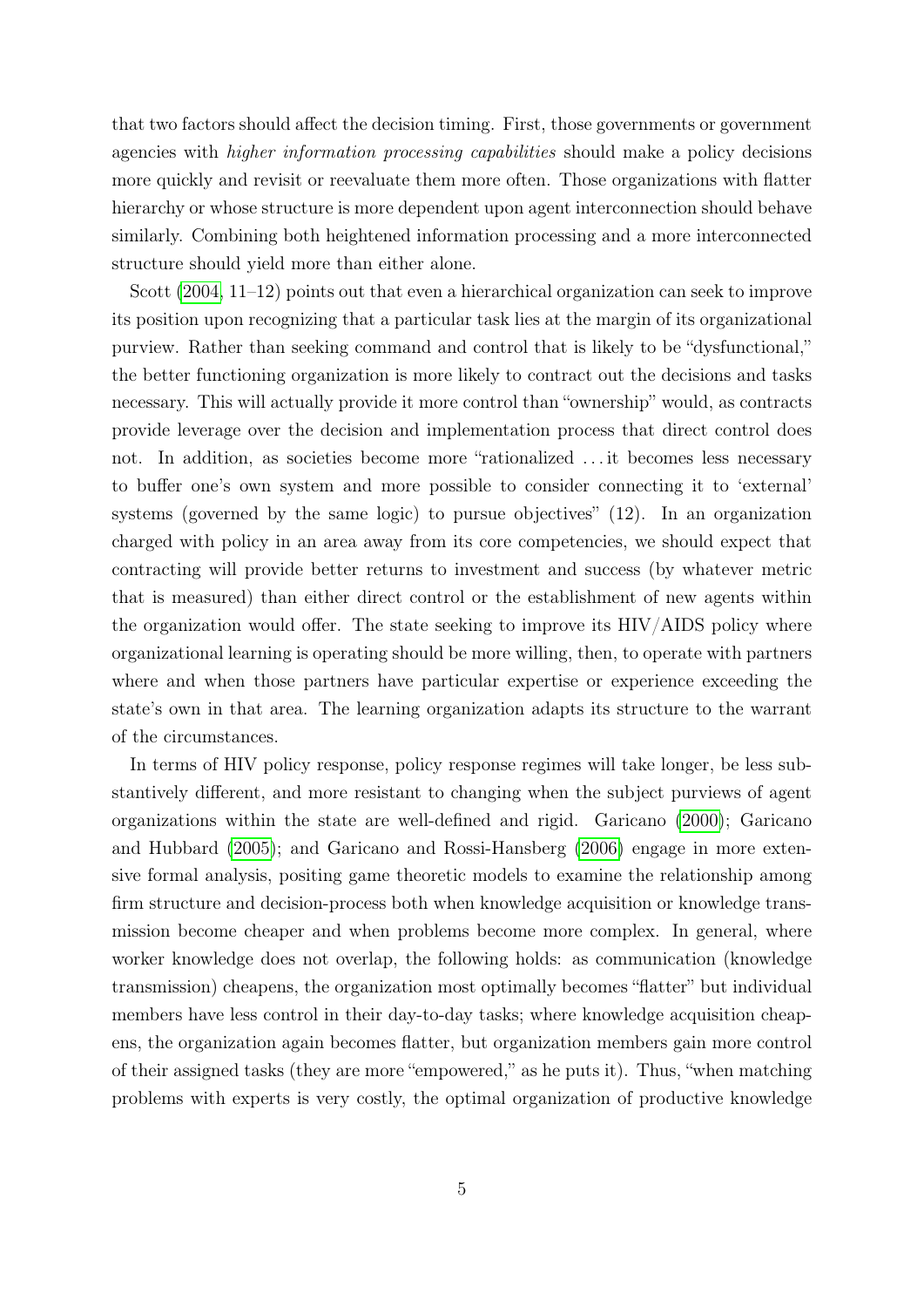that two factors should affect the decision timing. First, those governments or government agencies with *higher information processing capabilities* should make a policy decisions more quickly and revisit or reevaluate them more often. Those organizations with flatter hierarchy or whose structure is more dependent upon agent interconnection should behave similarly. Combining both heightened information processing and a more interconnected structure should yield more than either alone.

Scott (2004, 11–12) points out that even a hierarchical organization can seek to improve its position upon recognizing that a particular task lies at the margin of its organizational purview. Rather than seeking command and control that is likely to be "dysfunctional," the better functioning organization is more likely to contract out the decisions and tasks necessary. This will actually provide it more control than "ownership" would, as contracts provide leverage over the decision and implementation process that direct control does not. In addition, as societies become more "rationalized . . . it becomes less necessary to buffer one's own system and more possible to consider connecting it to 'external' systems (governed by the same logic) to pursue objectives" (12). In an organization charged with policy in an area away from its core competencies, we should expect that contracting will provide better returns to investment and success (by whatever metric that is measured) than either direct control or the establishment of new agents within the organization would offer. The state seeking to improve its HIV/AIDS policy where organizational learning is operating should be more willing, then, to operate with partners where and when those partners have particular expertise or experience exceeding the state's own in that area. The learning organization adapts its structure to the warrant of the circumstances.

In terms of HIV policy response, policy response regimes will take longer, be less substantively different, and more resistant to changing when the subject purviews of agent organizations within the state are well-defined and rigid. Garicano (2000); Garicano and Hubbard (2005); and Garicano and Rossi-Hansberg (2006) engage in more extensive formal analysis, positing game theoretic models to examine the relationship among firm structure and decision-process both when knowledge acquisition or knowledge transmission become cheaper and when problems become more complex. In general, where worker knowledge does not overlap, the following holds: as communication (knowledge transmission) cheapens, the organization most optimally becomes "flatter" but individual members have less control in their day-to-day tasks; where knowledge acquisition cheapens, the organization again becomes flatter, but organization members gain more control of their assigned tasks (they are more "empowered," as he puts it). Thus, "when matching problems with experts is very costly, the optimal organization of productive knowledge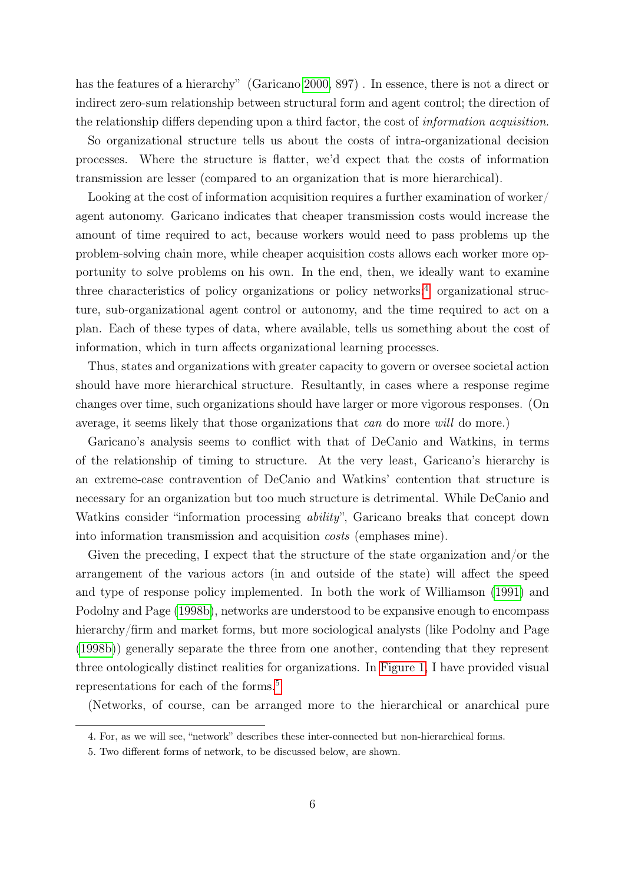has the features of a hierarchy" (Garicano 2000, 897) . In essence, there is not a direct or indirect zero-sum relationship between structural form and agent control; the direction of the relationship differs depending upon a third factor, the cost of *information acquisition*.

So organizational structure tells us about the costs of intra-organizational decision processes. Where the structure is flatter, we'd expect that the costs of information transmission are lesser (compared to an organization that is more hierarchical).

Looking at the cost of information acquisition requires a further examination of worker/ agent autonomy. Garicano indicates that cheaper transmission costs would increase the amount of time required to act, because workers would need to pass problems up the problem-solving chain more, while cheaper acquisition costs allows each worker more opportunity to solve problems on his own. In the end, then, we ideally want to examine three characteristics of policy organizations or policy networks:[4] organizational structure, sub-organizational agent control or autonomy, and the time required to act on a plan. Each of these types of data, where available, tells us something about the cost of information, which in turn affects organizational learning processes.

Thus, states and organizations with greater capacity to govern or oversee societal action should have more hierarchical structure. Resultantly, in cases where a response regime changes over time, such organizations should have larger or more vigorous responses. (On average, it seems likely that those organizations that *can* do more *will* do more.)

Garicano's analysis seems to conflict with that of DeCanio and Watkins, in terms of the relationship of timing to structure. At the very least, Garicano's hierarchy is an extreme-case contravention of DeCanio and Watkins' contention that structure is necessary for an organization but too much structure is detrimental. While DeCanio and Watkins consider "information processing *ability*", Garicano breaks that concept down into information transmission and acquisition *costs* (emphases mine).

Given the preceding, I expect that the structure of the state organization and/or the arrangement of the various actors (in and outside of the state) will affect the speed and type of response policy implemented. In both the work of Williamson (1991) and Podolny and Page (1998b), networks are understood to be expansive enough to encompass hierarchy/firm and market forms, but more sociological analysts (like Podolny and Page (1998b)) generally separate the three from one another, contending that they represent three ontologically distinct realities for organizations. In Figure 1, I have provided visual representations for each of the forms.[5]

(Networks, of course, can be arranged more to the hierarchical or anarchical pure

4. For, as we will see, "network" describes these inter-connected but non-hierarchical forms.

5. Two different forms of network, to be discussed below, are shown.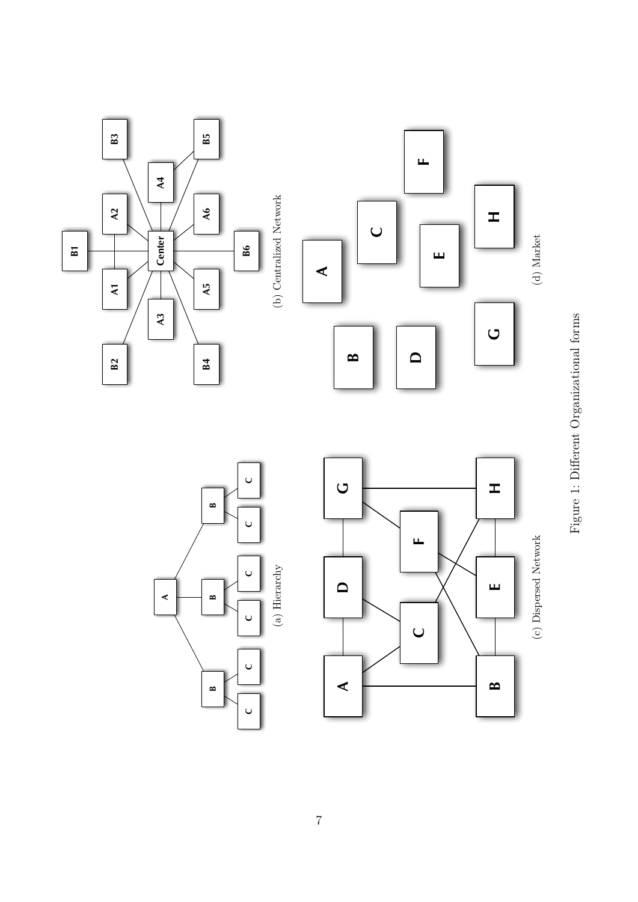(a) Hierarchy

(b) Centralized Network

(c) Dispersed Network

(d) Market

Figure 1: Different Organizational forms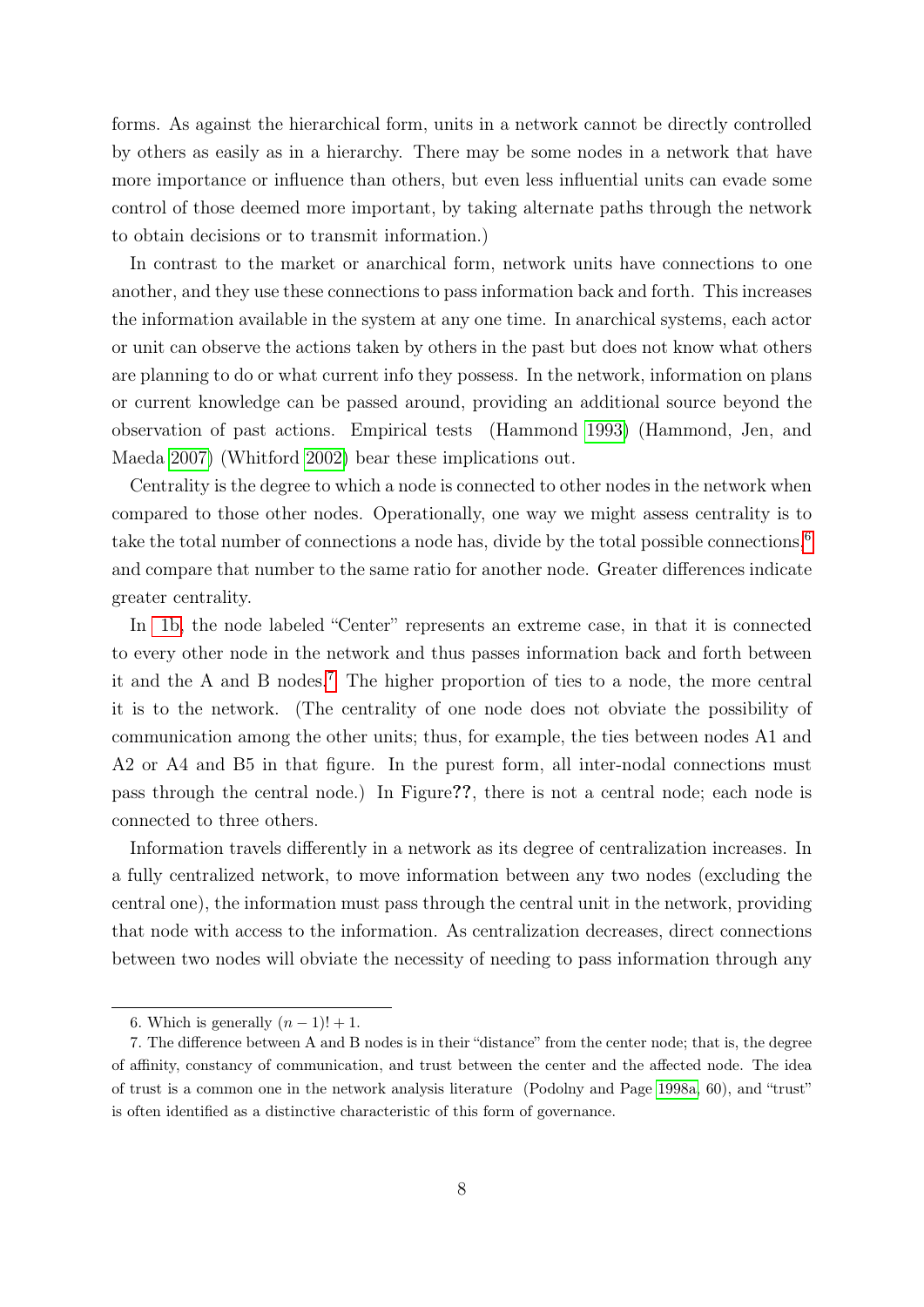forms. As against the hierarchical form, units in a network cannot be directly controlled by others as easily as in a hierarchy. There may be some nodes in a network that have more importance or influence than others, but even less influential units can evade some control of those deemed more important, by taking alternate paths through the network to obtain decisions or to transmit information.)

In contrast to the market or anarchical form, network units have connections to one another, and they use these connections to pass information back and forth. This increases the information available in the system at any one time. In anarchical systems, each actor or unit can observe the actions taken by others in the past but does not know what others are planning to do or what current info they possess. In the network, information on plans or current knowledge can be passed around, providing an additional source beyond the observation of past actions. Empirical tests (Hammond 1993) (Hammond, Jen, and Maeda 2007) (Whitford 2002) bear these implications out.

Centrality is the degree to which a node is connected to other nodes in the network when compared to those other nodes. Operationally, one way we might assess centrality is to take the total number of connections a node has, divide by the total possible connections,[6] and compare that number to the same ratio for another node. Greater differences indicate greater centrality.

In 1b, the node labeled "Center" represents an extreme case, in that it is connected to every other node in the network and thus passes information back and forth between it and the A and B nodes.[7] The higher proportion of ties to a node, the more central it is to the network. (The centrality of one node does not obviate the possibility of communication among the other units; thus, for example, the ties between nodes A1 and A2 or A4 and B5 in that figure. In the purest form, all inter-nodal connections must pass through the central node.) In Figure**??**, there is not a central node; each node is connected to three others.

Information travels differently in a network as its degree of centralization increases. In a fully centralized network, to move information between any two nodes (excluding the central one), the information must pass through the central unit in the network, providing that node with access to the information. As centralization decreases, direct connections between two nodes will obviate the necessity of needing to pass information through any

---

6. Which is generally $(n-1)!+1$.

7. The difference between A and B nodes is in their "distance" from the center node; that is, the degree of affinity, constancy of communication, and trust between the center and the affected node. The idea of trust is a common one in the network analysis literature (Podolny and Page 1998a, 60), and "trust" is often identified as a distinctive characteristic of this form of governance.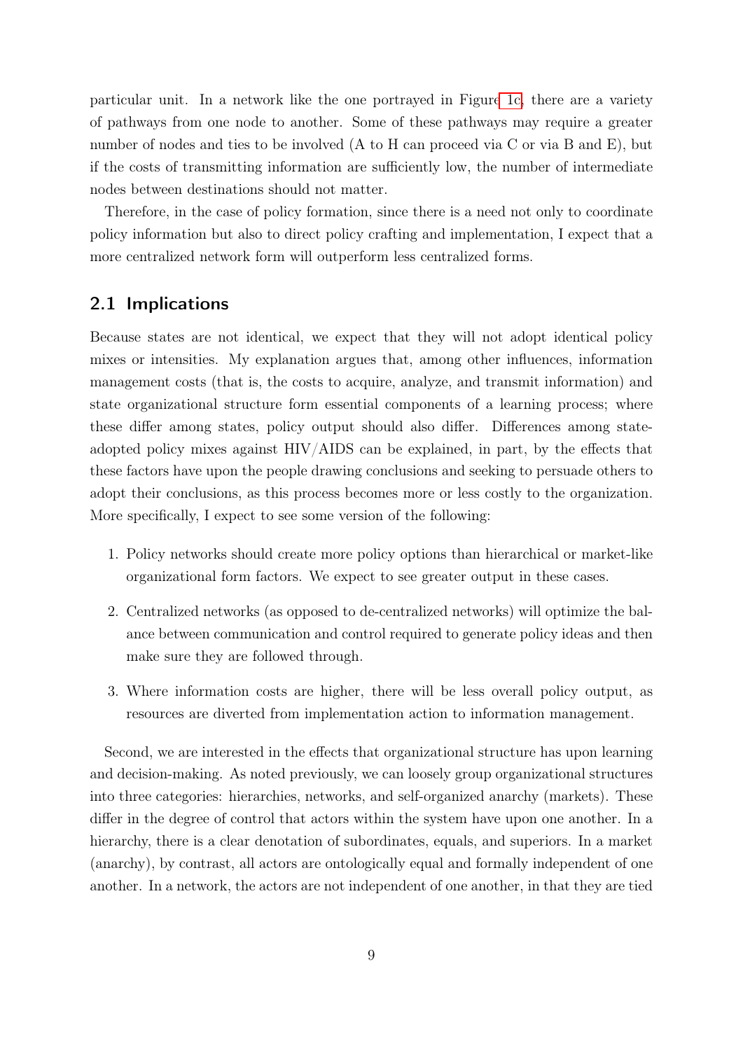particular unit. In a network like the one portrayed in Figure 1c, there are a variety of pathways from one node to another. Some of these pathways may require a greater number of nodes and ties to be involved (A to H can proceed via C or via B and E), but if the costs of transmitting information are sufficiently low, the number of intermediate nodes between destinations should not matter.

Therefore, in the case of policy formation, since there is a need not only to coordinate policy information but also to direct policy crafting and implementation, I expect that a more centralized network form will outperform less centralized forms.

## 2.1 Implications

Because states are not identical, we expect that they will not adopt identical policy mixes or intensities. My explanation argues that, among other influences, information management costs (that is, the costs to acquire, analyze, and transmit information) and state organizational structure form essential components of a learning process; where these differ among states, policy output should also differ. Differences among state-adopted policy mixes against HIV/AIDS can be explained, in part, by the effects that these factors have upon the people drawing conclusions and seeking to persuade others to adopt their conclusions, as this process becomes more or less costly to the organization. More specifically, I expect to see some version of the following:

1. Policy networks should create more policy options than hierarchical or market-like organizational form factors. We expect to see greater output in these cases.
2. Centralized networks (as opposed to de-centralized networks) will optimize the balance between communication and control required to generate policy ideas and then make sure they are followed through.
3. Where information costs are higher, there will be less overall policy output, as resources are diverted from implementation action to information management.

Second, we are interested in the effects that organizational structure has upon learning and decision-making. As noted previously, we can loosely group organizational structures into three categories: hierarchies, networks, and self-organized anarchy (markets). These differ in the degree of control that actors within the system have upon one another. In a hierarchy, there is a clear denotation of subordinates, equals, and superiors. In a market (anarchy), by contrast, all actors are ontologically equal and formally independent of one another. In a network, the actors are not independent of one another, in that they are tied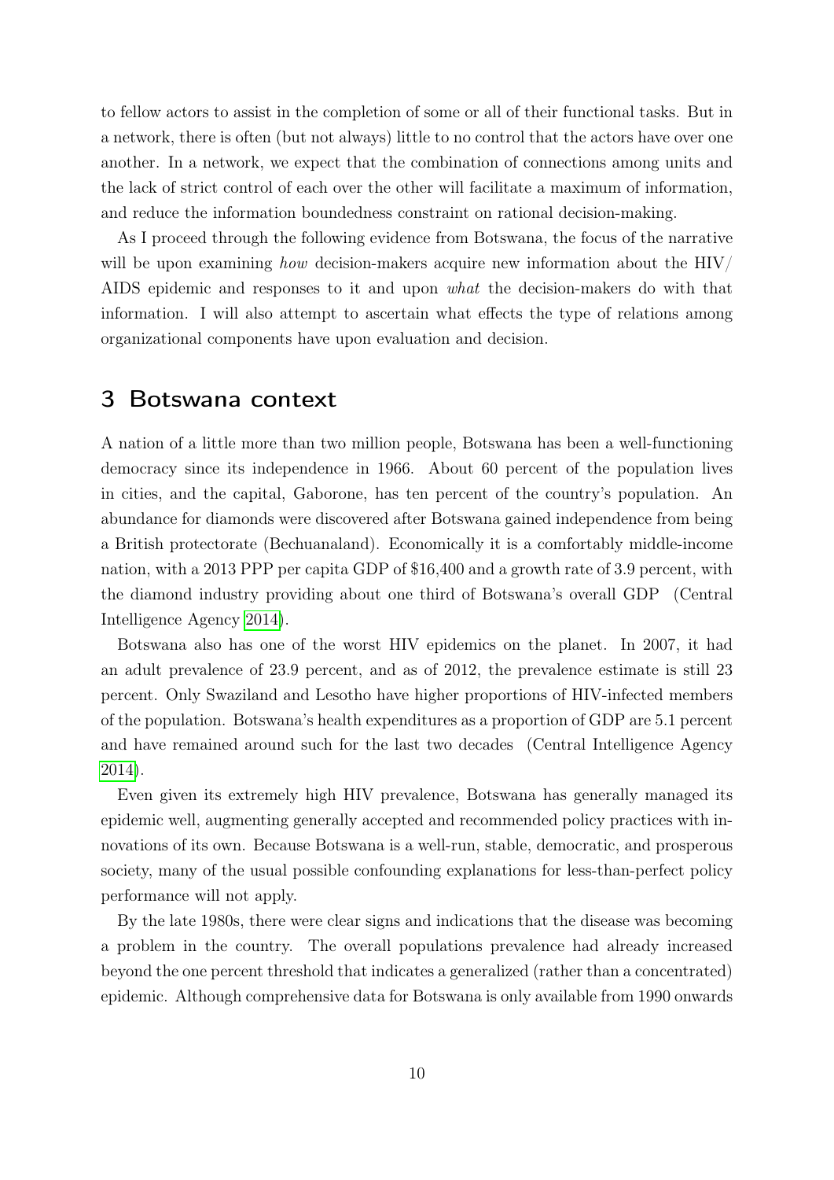to fellow actors to assist in the completion of some or all of their functional tasks. But in a network, there is often (but not always) little to no control that the actors have over one another. In a network, we expect that the combination of connections among units and the lack of strict control of each over the other will facilitate a maximum of information, and reduce the information boundedness constraint on rational decision-making.

As I proceed through the following evidence from Botswana, the focus of the narrative will be upon examining *how* decision-makers acquire new information about the HIV/ AIDS epidemic and responses to it and upon *what* the decision-makers do with that information. I will also attempt to ascertain what effects the type of relations among organizational components have upon evaluation and decision.

## 3 Botswana context

A nation of a little more than two million people, Botswana has been a well-functioning democracy since its independence in 1966. About 60 percent of the population lives in cities, and the capital, Gaborone, has ten percent of the country's population. An abundance for diamonds were discovered after Botswana gained independence from being a British protectorate (Bechuanaland). Economically it is a comfortably middle-income nation, with a 2013 PPP per capita GDP of $16,400 and a growth rate of 3.9 percent, with the diamond industry providing about one third of Botswana's overall GDP (Central Intelligence Agency 2014).

Botswana also has one of the worst HIV epidemics on the planet. In 2007, it had an adult prevalence of 23.9 percent, and as of 2012, the prevalence estimate is still 23 percent. Only Swaziland and Lesotho have higher proportions of HIV-infected members of the population. Botswana's health expenditures as a proportion of GDP are 5.1 percent and have remained around such for the last two decades (Central Intelligence Agency 2014).

Even given its extremely high HIV prevalence, Botswana has generally managed its epidemic well, augmenting generally accepted and recommended policy practices with innovations of its own. Because Botswana is a well-run, stable, democratic, and prosperous society, many of the usual possible confounding explanations for less-than-perfect policy performance will not apply.

By the late 1980s, there were clear signs and indications that the disease was becoming a problem in the country. The overall populations prevalence had already increased beyond the one percent threshold that indicates a generalized (rather than a concentrated) epidemic. Although comprehensive data for Botswana is only available from 1990 onwards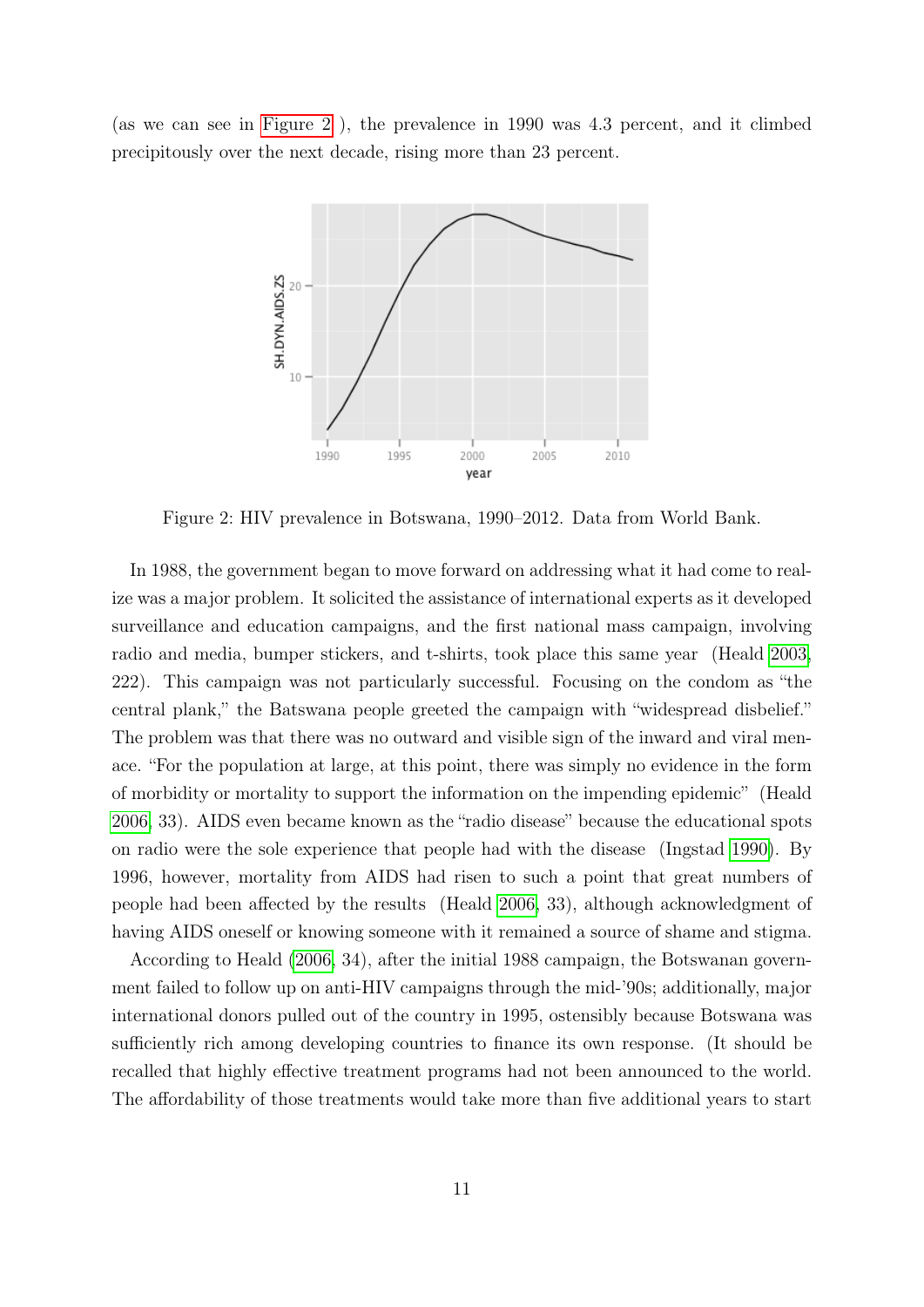(as we can see in Figure 2 ), the prevalence in 1990 was 4.3 percent, and it climbed precipitously over the next decade, rising more than 23 percent.

Figure 2: HIV prevalence in Botswana, 1990–2012. Data from World Bank.

In 1988, the government began to move forward on addressing what it had come to realize was a major problem. It solicited the assistance of international experts as it developed surveillance and education campaigns, and the first national mass campaign, involving radio and media, bumper stickers, and t-shirts, took place this same year (Heald 2003, 222). This campaign was not particularly successful. Focusing on the condom as "the central plank," the Batswana people greeted the campaign with "widespread disbelief." The problem was that there was no outward and visible sign of the inward and viral menace. "For the population at large, at this point, there was simply no evidence in the form of morbidity or mortality to support the information on the impending epidemic" (Heald 2006, 33). AIDS even became known as the "radio disease" because the educational spots on radio were the sole experience that people had with the disease (Ingstad 1990). By 1996, however, mortality from AIDS had risen to such a point that great numbers of people had been affected by the results (Heald 2006, 33), although acknowledgment of having AIDS oneself or knowing someone with it remained a source of shame and stigma.

According to Heald (2006, 34), after the initial 1988 campaign, the Botswanan government failed to follow up on anti-HIV campaigns through the mid-'90s; additionally, major international donors pulled out of the country in 1995, ostensibly because Botswana was sufficiently rich among developing countries to finance its own response. (It should be recalled that highly effective treatment programs had not been announced to the world. The affordability of those treatments would take more than five additional years to start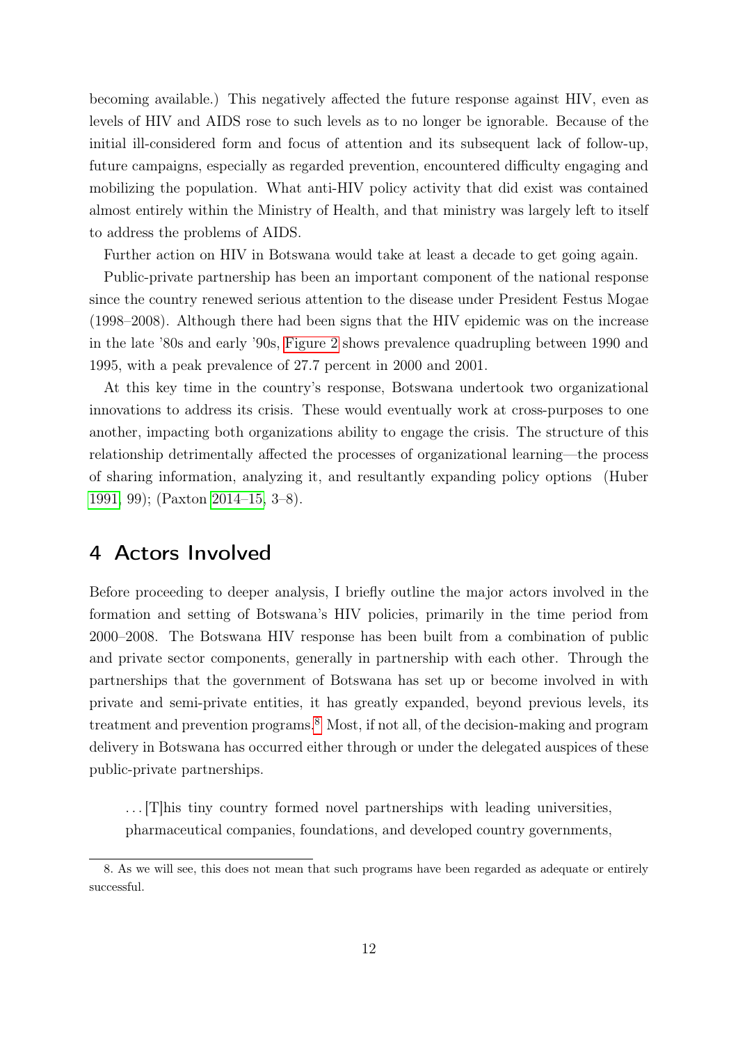becoming available.) This negatively affected the future response against HIV, even as levels of HIV and AIDS rose to such levels as to no longer be ignorable. Because of the initial ill-considered form and focus of attention and its subsequent lack of follow-up, future campaigns, especially as regarded prevention, encountered difficulty engaging and mobilizing the population. What anti-HIV policy activity that did exist was contained almost entirely within the Ministry of Health, and that ministry was largely left to itself to address the problems of AIDS.

Further action on HIV in Botswana would take at least a decade to get going again.

Public-private partnership has been an important component of the national response since the country renewed serious attention to the disease under President Festus Mogae (1998–2008). Although there had been signs that the HIV epidemic was on the increase in the late '80s and early '90s, Figure 2 shows prevalence quadrupling between 1990 and 1995, with a peak prevalence of 27.7 percent in 2000 and 2001.

At this key time in the country's response, Botswana undertook two organizational innovations to address its crisis. These would eventually work at cross-purposes to one another, impacting both organizations ability to engage the crisis. The structure of this relationship detrimentally affected the processes of organizational learning—the process of sharing information, analyzing it, and resultantly expanding policy options (Huber 1991, 99); (Paxton 2014–15, 3–8).

## 4 Actors Involved

Before proceeding to deeper analysis, I briefly outline the major actors involved in the formation and setting of Botswana's HIV policies, primarily in the time period from 2000–2008. The Botswana HIV response has been built from a combination of public and private sector components, generally in partnership with each other. Through the partnerships that the government of Botswana has set up or become involved in with private and semi-private entities, it has greatly expanded, beyond previous levels, its treatment and prevention programs.[8] Most, if not all, of the decision-making and program delivery in Botswana has occurred either through or under the delegated auspices of these public-private partnerships.

> ...[T]his tiny country formed novel partnerships with leading universities, pharmaceutical companies, foundations, and developed country governments,

8. As we will see, this does not mean that such programs have been regarded as adequate or entirely successful.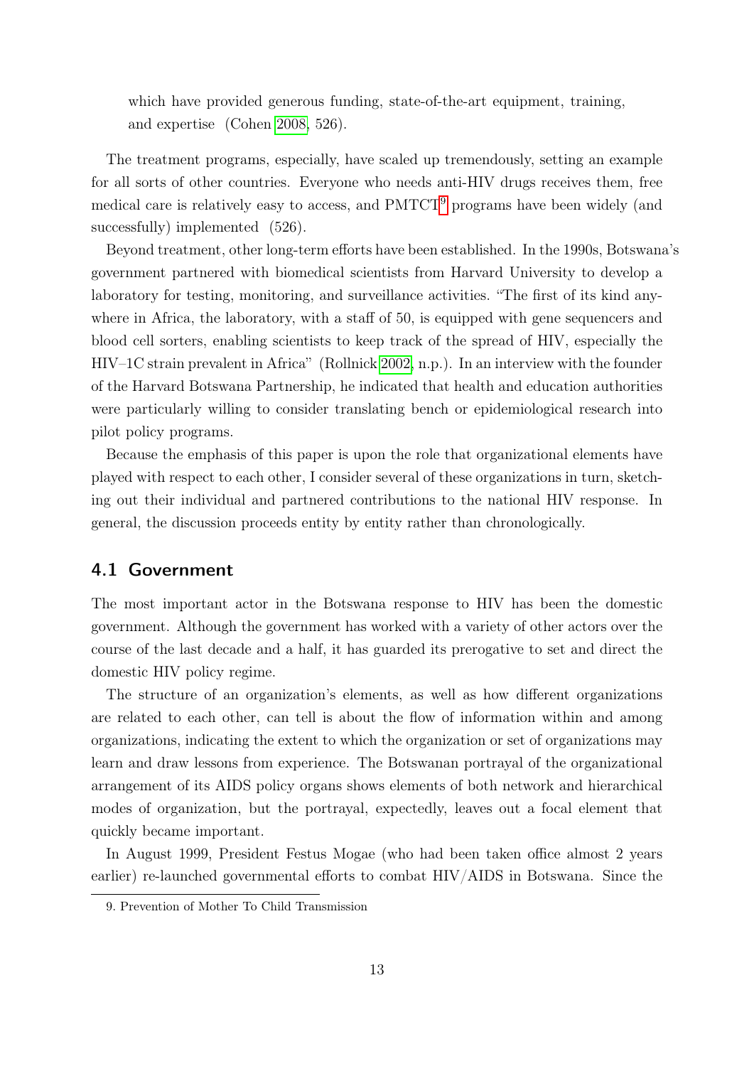which have provided generous funding, state-of-the-art equipment, training, and expertise (Cohen 2008, 526).

The treatment programs, especially, have scaled up tremendously, setting an example for all sorts of other countries. Everyone who needs anti-HIV drugs receives them, free medical care is relatively easy to access, and PMTCT[9] programs have been widely (and successfully) implemented (526).

Beyond treatment, other long-term efforts have been established. In the 1990s, Botswana's government partnered with biomedical scientists from Harvard University to develop a laboratory for testing, monitoring, and surveillance activities. "The first of its kind anywhere in Africa, the laboratory, with a staff of 50, is equipped with gene sequencers and blood cell sorters, enabling scientists to keep track of the spread of HIV, especially the HIV–1C strain prevalent in Africa" (Rollnick 2002, n.p.). In an interview with the founder of the Harvard Botswana Partnership, he indicated that health and education authorities were particularly willing to consider translating bench or epidemiological research into pilot policy programs.

Because the emphasis of this paper is upon the role that organizational elements have played with respect to each other, I consider several of these organizations in turn, sketching out their individual and partnered contributions to the national HIV response. In general, the discussion proceeds entity by entity rather than chronologically.

## 4.1 Government

The most important actor in the Botswana response to HIV has been the domestic government. Although the government has worked with a variety of other actors over the course of the last decade and a half, it has guarded its prerogative to set and direct the domestic HIV policy regime.

The structure of an organization's elements, as well as how different organizations are related to each other, can tell is about the flow of information within and among organizations, indicating the extent to which the organization or set of organizations may learn and draw lessons from experience. The Botswanan portrayal of the organizational arrangement of its AIDS policy organs shows elements of both network and hierarchical modes of organization, but the portrayal, expectedly, leaves out a focal element that quickly became important.

In August 1999, President Festus Mogae (who had been taken office almost 2 years earlier) re-launched governmental efforts to combat HIV/AIDS in Botswana. Since the

9. Prevention of Mother To Child Transmission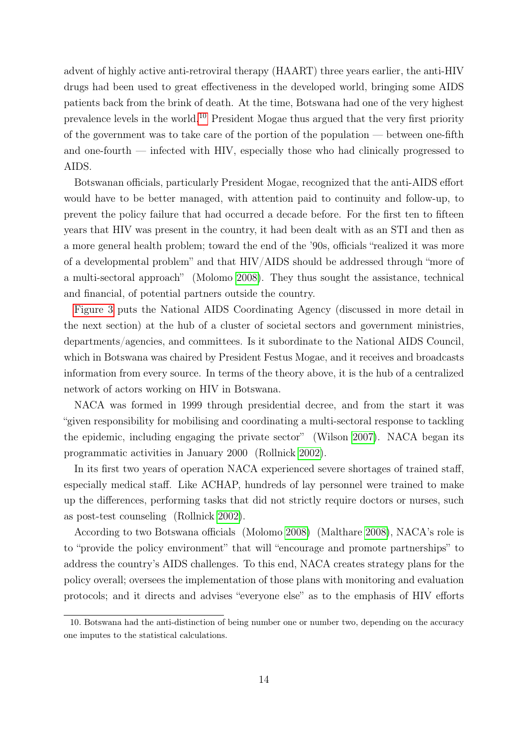advent of highly active anti-retroviral therapy (HAART) three years earlier, the anti-HIV drugs had been used to great effectiveness in the developed world, bringing some AIDS patients back from the brink of death. At the time, Botswana had one of the very highest prevalence levels in the world.[10] President Mogae thus argued that the very first priority of the government was to take care of the portion of the population — between one-fifth and one-fourth — infected with HIV, especially those who had clinically progressed to AIDS.

Botswanan officials, particularly President Mogae, recognized that the anti-AIDS effort would have to be better managed, with attention paid to continuity and follow-up, to prevent the policy failure that had occurred a decade before. For the first ten to fifteen years that HIV was present in the country, it had been dealt with as an STI and then as a more general health problem; toward the end of the '90s, officials "realized it was more of a developmental problem" and that HIV/AIDS should be addressed through "more of a multi-sectoral approach" (Molomo 2008). They thus sought the assistance, technical and financial, of potential partners outside the country.

Figure 3 puts the National AIDS Coordinating Agency (discussed in more detail in the next section) at the hub of a cluster of societal sectors and government ministries, departments/agencies, and committees. Is it subordinate to the National AIDS Council, which in Botswana was chaired by President Festus Mogae, and it receives and broadcasts information from every source. In terms of the theory above, it is the hub of a centralized network of actors working on HIV in Botswana.

NACA was formed in 1999 through presidential decree, and from the start it was "given responsibility for mobilising and coordinating a multi-sectoral response to tackling the epidemic, including engaging the private sector" (Wilson 2007). NACA began its programmatic activities in January 2000 (Rollnick 2002).

In its first two years of operation NACA experienced severe shortages of trained staff, especially medical staff. Like ACHAP, hundreds of lay personnel were trained to make up the differences, performing tasks that did not strictly require doctors or nurses, such as post-test counseling (Rollnick 2002).

According to two Botswana officials (Molomo 2008) (Malthare 2008), NACA's role is to "provide the policy environment" that will "encourage and promote partnerships" to address the country's AIDS challenges. To this end, NACA creates strategy plans for the policy overall; oversees the implementation of those plans with monitoring and evaluation protocols; and it directs and advises "everyone else" as to the emphasis of HIV efforts

10. Botswana had the anti-distinction of being number one or number two, depending on the accuracy one imputes to the statistical calculations.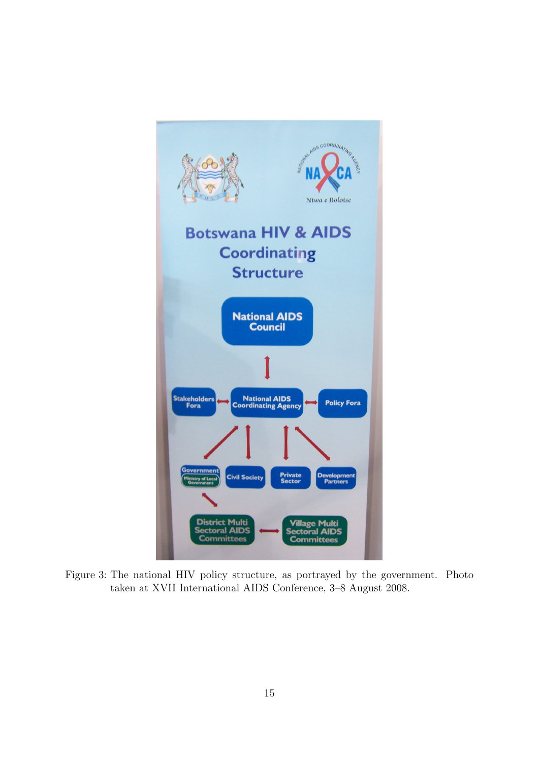Figure 3: The national HIV policy structure, as portrayed by the government. Photo taken at XVII International AIDS Conference, 3–8 August 2008.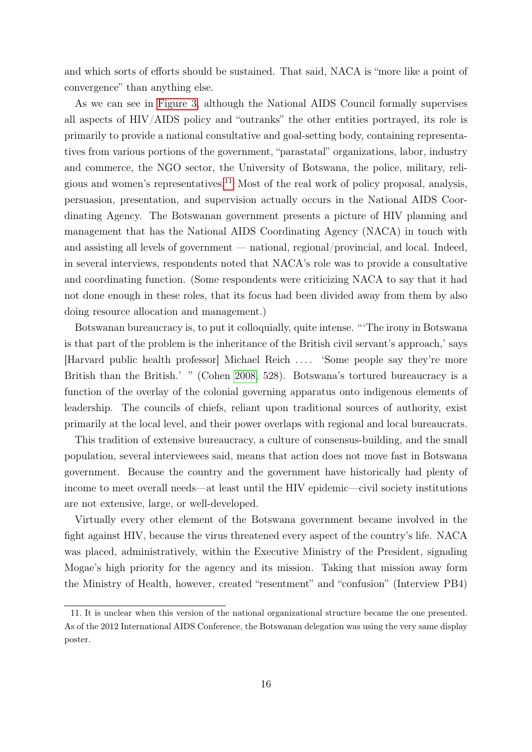and which sorts of efforts should be sustained. That said, NACA is "more like a point of convergence" than anything else.

As we can see in Figure 3, although the National AIDS Council formally supervises all aspects of HIV/AIDS policy and "outranks" the other entities portrayed, its role is primarily to provide a national consultative and goal-setting body, containing representatives from various portions of the government, "parastatal" organizations, labor, industry and commerce, the NGO sector, the University of Botswana, the police, military, religious and women's representatives.[11] Most of the real work of policy proposal, analysis, persuasion, presentation, and supervision actually occurs in the National AIDS Coordinating Agency. The Botswanan government presents a picture of HIV planning and management that has the National AIDS Coordinating Agency (NACA) in touch with and assisting all levels of government — national, regional/provincial, and local. Indeed, in several interviews, respondents noted that NACA's role was to provide a consultative and coordinating function. (Some respondents were criticizing NACA to say that it had not done enough in these roles, that its focus had been divided away from them by also doing resource allocation and management.)

Botswanan bureaucracy is, to put it colloquially, quite intense. "'The irony in Botswana is that part of the problem is the inheritance of the British civil servant's approach,' says [Harvard public health professor] Michael Reich .... 'Some people say they're more British than the British.' " (Cohen 2008, 528). Botswana's tortured bureaucracy is a function of the overlay of the colonial governing apparatus onto indigenous elements of leadership. The councils of chiefs, reliant upon traditional sources of authority, exist primarily at the local level, and their power overlaps with regional and local bureaucrats.

This tradition of extensive bureaucracy, a culture of consensus-building, and the small population, several interviewees said, means that action does not move fast in Botswana government. Because the country and the government have historically had plenty of income to meet overall needs—at least until the HIV epidemic—civil society institutions are not extensive, large, or well-developed.

Virtually every other element of the Botswana government became involved in the fight against HIV, because the virus threatened every aspect of the country's life. NACA was placed, administratively, within the Executive Ministry of the President, signaling Mogae's high priority for the agency and its mission. Taking that mission away form the Ministry of Health, however, created "resentment" and "confusion" (Interview PB4)

11. It is unclear when this version of the national organizational structure became the one presented. As of the 2012 International AIDS Conference, the Botswanan delegation was using the very same display poster.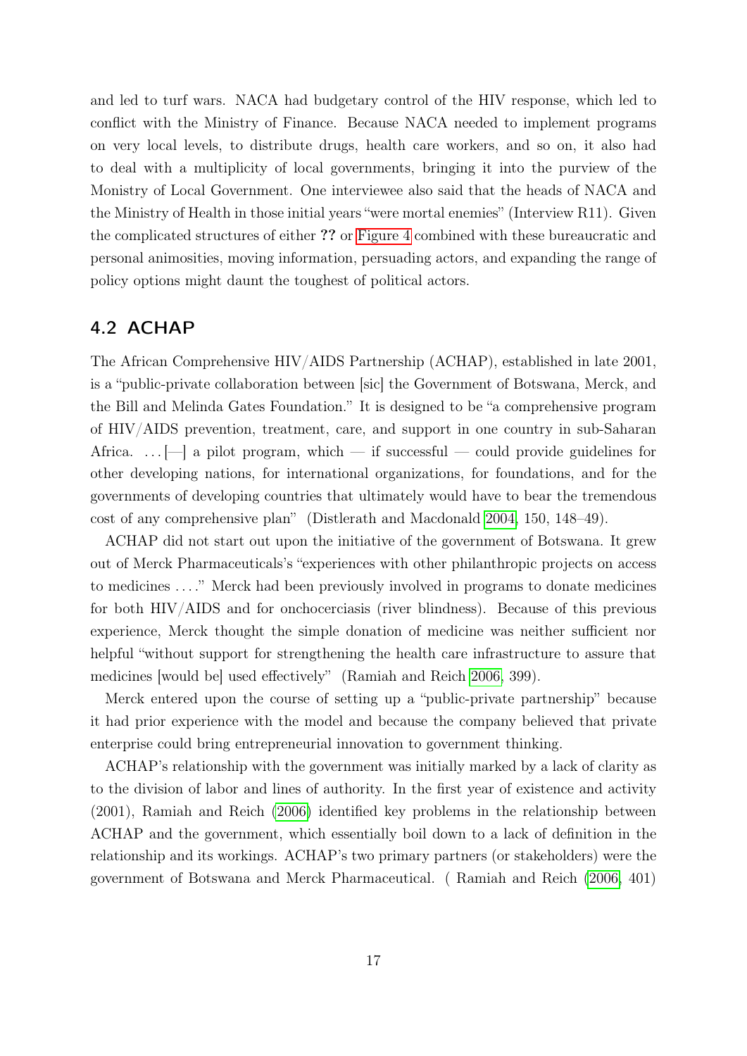and led to turf wars. NACA had budgetary control of the HIV response, which led to conflict with the Ministry of Finance. Because NACA needed to implement programs on very local levels, to distribute drugs, health care workers, and so on, it also had to deal with a multiplicity of local governments, bringing it into the purview of the Monistry of Local Government. One interviewee also said that the heads of NACA and the Ministry of Health in those initial years "were mortal enemies" (Interview R11). Given the complicated structures of either **??** or Figure 4 combined with these bureaucratic and personal animosities, moving information, persuading actors, and expanding the range of policy options might daunt the toughest of political actors.

## 4.2 ACHAP

The African Comprehensive HIV/AIDS Partnership (ACHAP), established in late 2001, is a "public-private collaboration between [sic] the Government of Botswana, Merck, and the Bill and Melinda Gates Foundation." It is designed to be "a comprehensive program of HIV/AIDS prevention, treatment, care, and support in one country in sub-Saharan Africa. . . . [—] a pilot program, which — if successful — could provide guidelines for other developing nations, for international organizations, for foundations, and for the governments of developing countries that ultimately would have to bear the tremendous cost of any comprehensive plan" (Distlerath and Macdonald 2004, 150, 148–49).

ACHAP did not start out upon the initiative of the government of Botswana. It grew out of Merck Pharmaceuticals's "experiences with other philanthropic projects on access to medicines . . . ." Merck had been previously involved in programs to donate medicines for both HIV/AIDS and for onchocerciasis (river blindness). Because of this previous experience, Merck thought the simple donation of medicine was neither sufficient nor helpful "without support for strengthening the health care infrastructure to assure that medicines [would be] used effectively" (Ramiah and Reich 2006, 399).

Merck entered upon the course of setting up a "public-private partnership" because it had prior experience with the model and because the company believed that private enterprise could bring entrepreneurial innovation to government thinking.

ACHAP's relationship with the government was initially marked by a lack of clarity as to the division of labor and lines of authority. In the first year of existence and activity (2001), Ramiah and Reich (2006) identified key problems in the relationship between ACHAP and the government, which essentially boil down to a lack of definition in the relationship and its workings. ACHAP's two primary partners (or stakeholders) were the government of Botswana and Merck Pharmaceutical. ( Ramiah and Reich (2006, 401)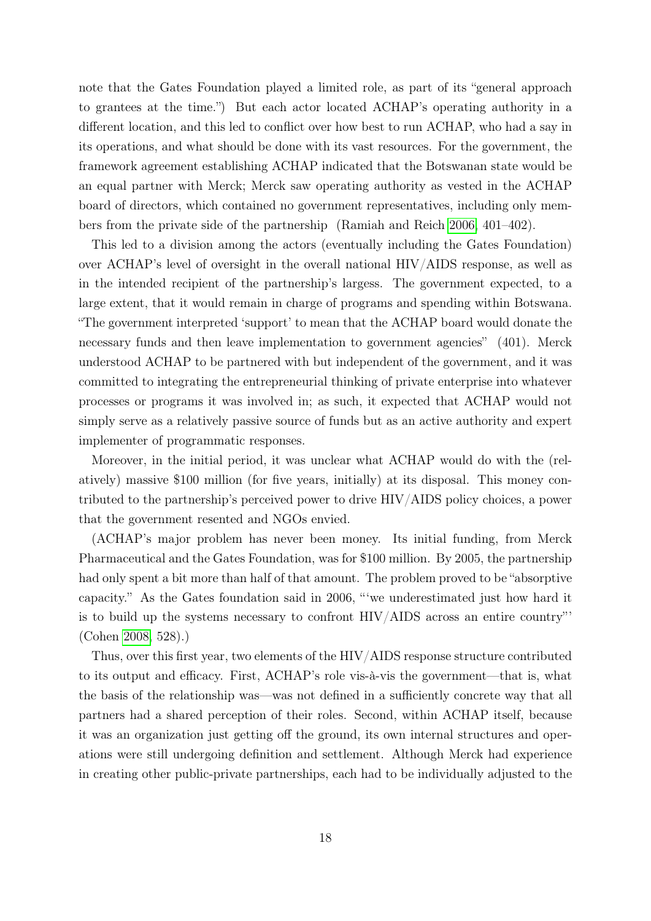note that the Gates Foundation played a limited role, as part of its "general approach to grantees at the time.") But each actor located ACHAP's operating authority in a different location, and this led to conflict over how best to run ACHAP, who had a say in its operations, and what should be done with its vast resources. For the government, the framework agreement establishing ACHAP indicated that the Botswanan state would be an equal partner with Merck; Merck saw operating authority as vested in the ACHAP board of directors, which contained no government representatives, including only members from the private side of the partnership (Ramiah and Reich 2006, 401–402).

This led to a division among the actors (eventually including the Gates Foundation) over ACHAP's level of oversight in the overall national HIV/AIDS response, as well as in the intended recipient of the partnership's largess. The government expected, to a large extent, that it would remain in charge of programs and spending within Botswana. "The government interpreted 'support' to mean that the ACHAP board would donate the necessary funds and then leave implementation to government agencies" (401). Merck understood ACHAP to be partnered with but independent of the government, and it was committed to integrating the entrepreneurial thinking of private enterprise into whatever processes or programs it was involved in; as such, it expected that ACHAP would not simply serve as a relatively passive source of funds but as an active authority and expert implementer of programmatic responses.

Moreover, in the initial period, it was unclear what ACHAP would do with the (relatively) massive $100 million (for five years, initially) at its disposal. This money contributed to the partnership's perceived power to drive HIV/AIDS policy choices, a power that the government resented and NGOs envied.

(ACHAP's major problem has never been money. Its initial funding, from Merck Pharmaceutical and the Gates Foundation, was for $100 million. By 2005, the partnership had only spent a bit more than half of that amount. The problem proved to be "absorptive capacity." As the Gates foundation said in 2006, "'we underestimated just how hard it is to build up the systems necessary to confront HIV/AIDS across an entire country"' (Cohen 2008, 528).)

Thus, over this first year, two elements of the HIV/AIDS response structure contributed to its output and efficacy. First, ACHAP's role vis-à-vis the government—that is, what the basis of the relationship was—was not defined in a sufficiently concrete way that all partners had a shared perception of their roles. Second, within ACHAP itself, because it was an organization just getting off the ground, its own internal structures and operations were still undergoing definition and settlement. Although Merck had experience in creating other public-private partnerships, each had to be individually adjusted to the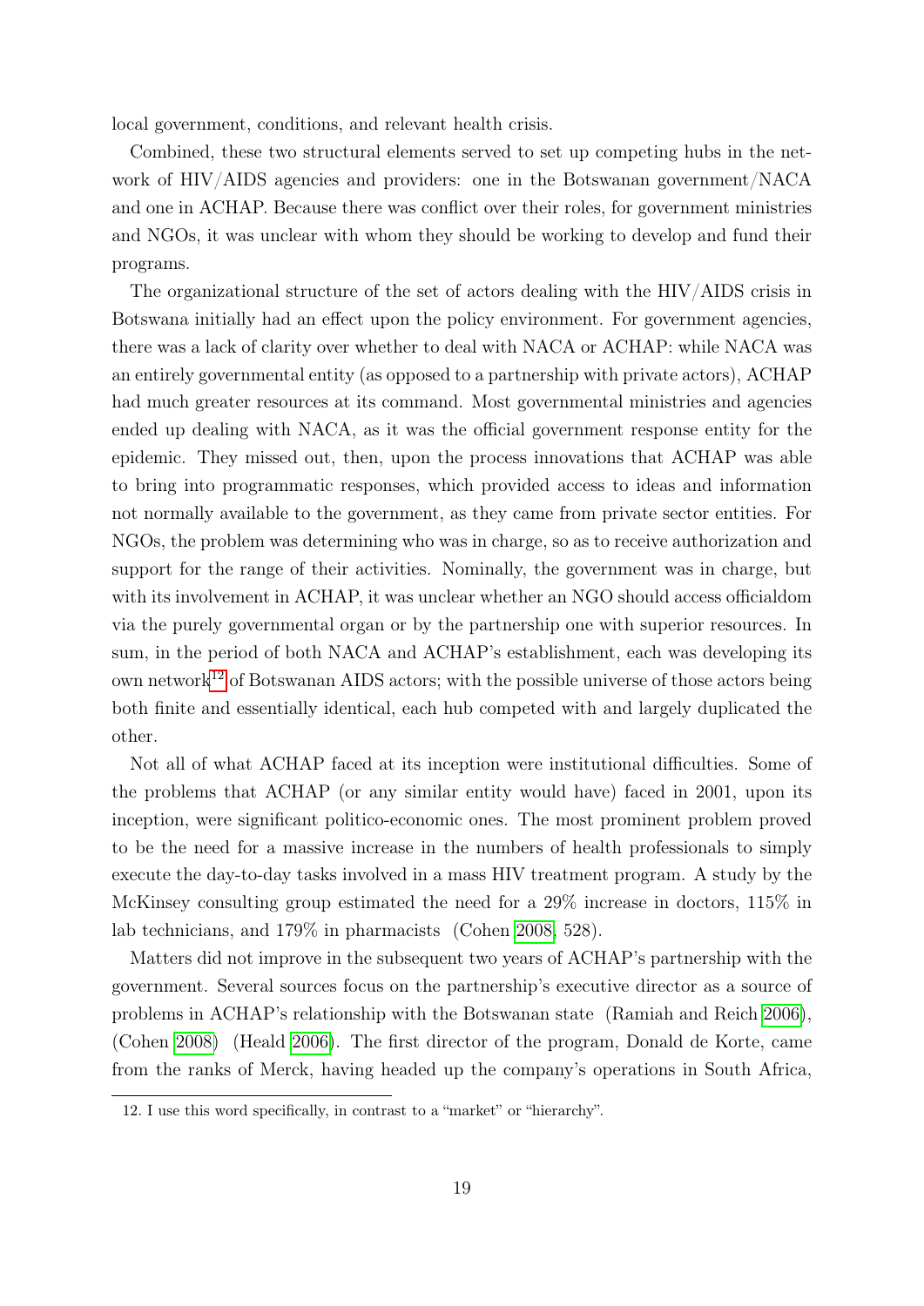local government, conditions, and relevant health crisis.

Combined, these two structural elements served to set up competing hubs in the network of HIV/AIDS agencies and providers: one in the Botswanan government/NACA and one in ACHAP. Because there was conflict over their roles, for government ministries and NGOs, it was unclear with whom they should be working to develop and fund their programs.

The organizational structure of the set of actors dealing with the HIV/AIDS crisis in Botswana initially had an effect upon the policy environment. For government agencies, there was a lack of clarity over whether to deal with NACA or ACHAP: while NACA was an entirely governmental entity (as opposed to a partnership with private actors), ACHAP had much greater resources at its command. Most governmental ministries and agencies ended up dealing with NACA, as it was the official government response entity for the epidemic. They missed out, then, upon the process innovations that ACHAP was able to bring into programmatic responses, which provided access to ideas and information not normally available to the government, as they came from private sector entities. For NGOs, the problem was determining who was in charge, so as to receive authorization and support for the range of their activities. Nominally, the government was in charge, but with its involvement in ACHAP, it was unclear whether an NGO should access officialdom via the purely governmental organ or by the partnership one with superior resources. In sum, in the period of both NACA and ACHAP's establishment, each was developing its own network[12] of Botswanan AIDS actors; with the possible universe of those actors being both finite and essentially identical, each hub competed with and largely duplicated the other.

Not all of what ACHAP faced at its inception were institutional difficulties. Some of the problems that ACHAP (or any similar entity would have) faced in 2001, upon its inception, were significant politico-economic ones. The most prominent problem proved to be the need for a massive increase in the numbers of health professionals to simply execute the day-to-day tasks involved in a mass HIV treatment program. A study by the McKinsey consulting group estimated the need for a 29% increase in doctors, 115% in lab technicians, and 179% in pharmacists (Cohen 2008, 528).

Matters did not improve in the subsequent two years of ACHAP's partnership with the government. Several sources focus on the partnership's executive director as a source of problems in ACHAP's relationship with the Botswanan state (Ramiah and Reich 2006), (Cohen 2008) (Heald 2006). The first director of the program, Donald de Korte, came from the ranks of Merck, having headed up the company's operations in South Africa,

12. I use this word specifically, in contrast to a "market" or "hierarchy".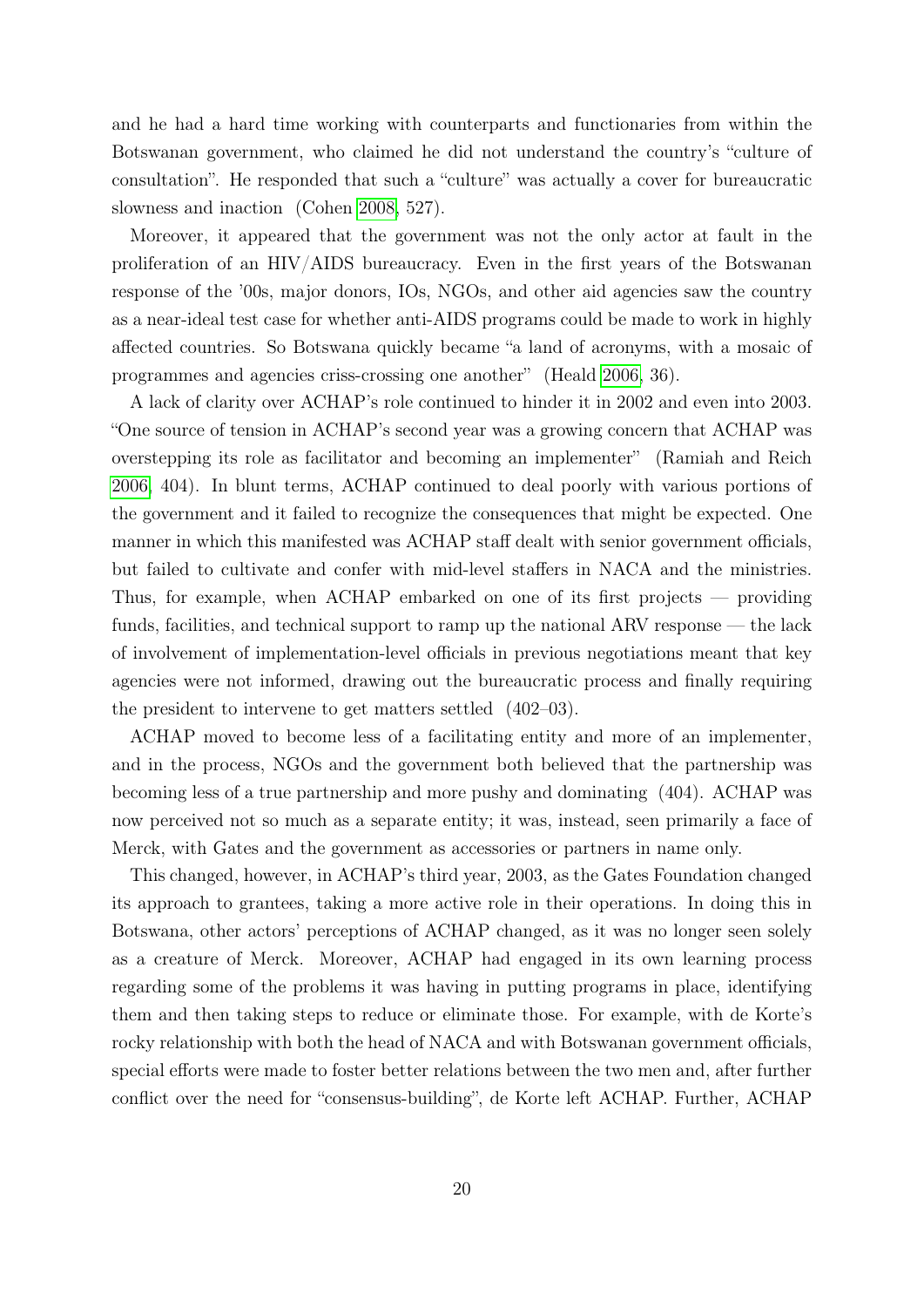and he had a hard time working with counterparts and functionaries from within the Botswanan government, who claimed he did not understand the country's "culture of consultation". He responded that such a "culture" was actually a cover for bureaucratic slowness and inaction (Cohen 2008, 527).

Moreover, it appeared that the government was not the only actor at fault in the proliferation of an HIV/AIDS bureaucracy. Even in the first years of the Botswanan response of the '00s, major donors, IOs, NGOs, and other aid agencies saw the country as a near-ideal test case for whether anti-AIDS programs could be made to work in highly affected countries. So Botswana quickly became "a land of acronyms, with a mosaic of programmes and agencies criss-crossing one another" (Heald 2006, 36).

A lack of clarity over ACHAP's role continued to hinder it in 2002 and even into 2003. "One source of tension in ACHAP's second year was a growing concern that ACHAP was overstepping its role as facilitator and becoming an implementer" (Ramiah and Reich 2006, 404). In blunt terms, ACHAP continued to deal poorly with various portions of the government and it failed to recognize the consequences that might be expected. One manner in which this manifested was ACHAP staff dealt with senior government officials, but failed to cultivate and confer with mid-level staffers in NACA and the ministries. Thus, for example, when ACHAP embarked on one of its first projects — providing funds, facilities, and technical support to ramp up the national ARV response — the lack of involvement of implementation-level officials in previous negotiations meant that key agencies were not informed, drawing out the bureaucratic process and finally requiring the president to intervene to get matters settled (402–03).

ACHAP moved to become less of a facilitating entity and more of an implementer, and in the process, NGOs and the government both believed that the partnership was becoming less of a true partnership and more pushy and dominating (404). ACHAP was now perceived not so much as a separate entity; it was, instead, seen primarily a face of Merck, with Gates and the government as accessories or partners in name only.

This changed, however, in ACHAP's third year, 2003, as the Gates Foundation changed its approach to grantees, taking a more active role in their operations. In doing this in Botswana, other actors' perceptions of ACHAP changed, as it was no longer seen solely as a creature of Merck. Moreover, ACHAP had engaged in its own learning process regarding some of the problems it was having in putting programs in place, identifying them and then taking steps to reduce or eliminate those. For example, with de Korte's rocky relationship with both the head of NACA and with Botswanan government officials, special efforts were made to foster better relations between the two men and, after further conflict over the need for "consensus-building", de Korte left ACHAP. Further, ACHAP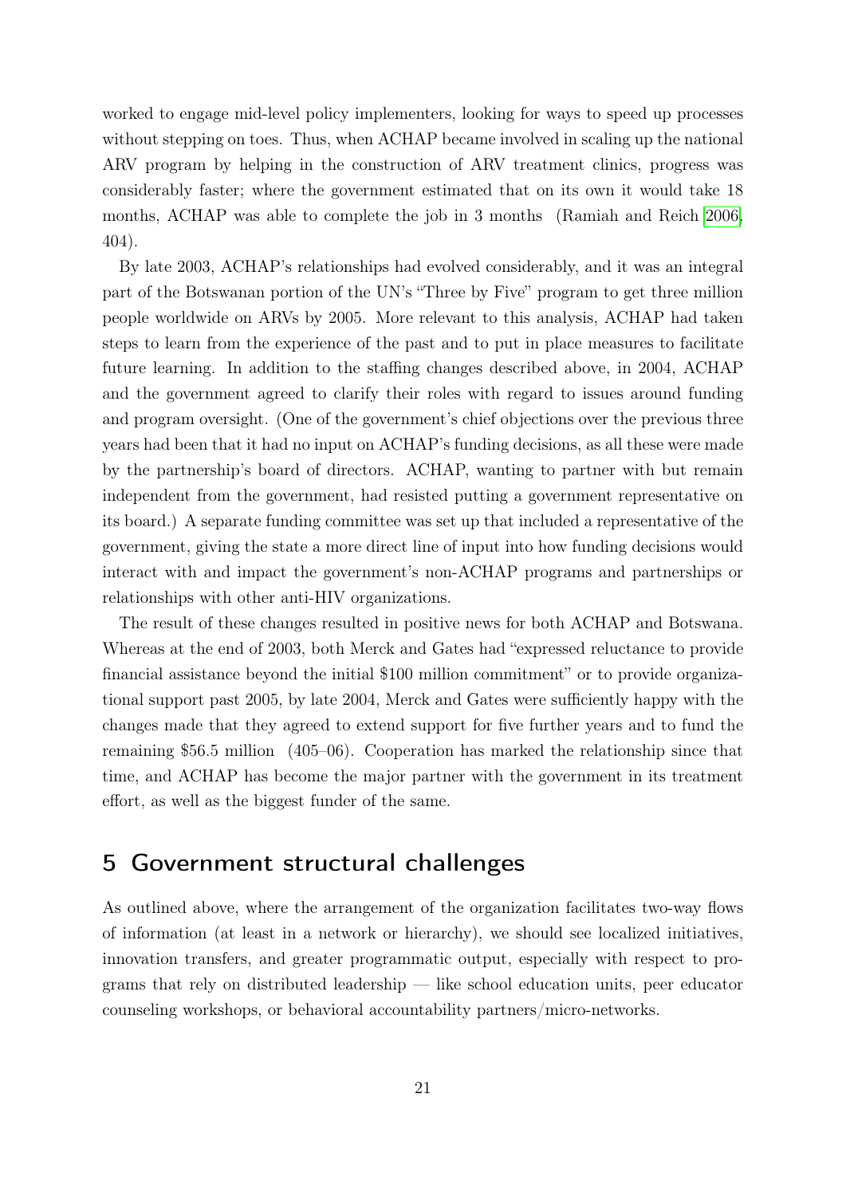worked to engage mid-level policy implementers, looking for ways to speed up processes without stepping on toes. Thus, when ACHAP became involved in scaling up the national ARV program by helping in the construction of ARV treatment clinics, progress was considerably faster; where the government estimated that on its own it would take 18 months, ACHAP was able to complete the job in 3 months (Ramiah and Reich 2006, 404).

By late 2003, ACHAP's relationships had evolved considerably, and it was an integral part of the Botswanan portion of the UN's "Three by Five" program to get three million people worldwide on ARVs by 2005. More relevant to this analysis, ACHAP had taken steps to learn from the experience of the past and to put in place measures to facilitate future learning. In addition to the staffing changes described above, in 2004, ACHAP and the government agreed to clarify their roles with regard to issues around funding and program oversight. (One of the government's chief objections over the previous three years had been that it had no input on ACHAP's funding decisions, as all these were made by the partnership's board of directors. ACHAP, wanting to partner with but remain independent from the government, had resisted putting a government representative on its board.) A separate funding committee was set up that included a representative of the government, giving the state a more direct line of input into how funding decisions would interact with and impact the government's non-ACHAP programs and partnerships or relationships with other anti-HIV organizations.

The result of these changes resulted in positive news for both ACHAP and Botswana. Whereas at the end of 2003, both Merck and Gates had "expressed reluctance to provide financial assistance beyond the initial $100 million commitment" or to provide organizational support past 2005, by late 2004, Merck and Gates were sufficiently happy with the changes made that they agreed to extend support for five further years and to fund the remaining $56.5 million (405–06). Cooperation has marked the relationship since that time, and ACHAP has become the major partner with the government in its treatment effort, as well as the biggest funder of the same.

## 5 Government structural challenges

As outlined above, where the arrangement of the organization facilitates two-way flows of information (at least in a network or hierarchy), we should see localized initiatives, innovation transfers, and greater programmatic output, especially with respect to programs that rely on distributed leadership — like school education units, peer educator counseling workshops, or behavioral accountability partners/micro-networks.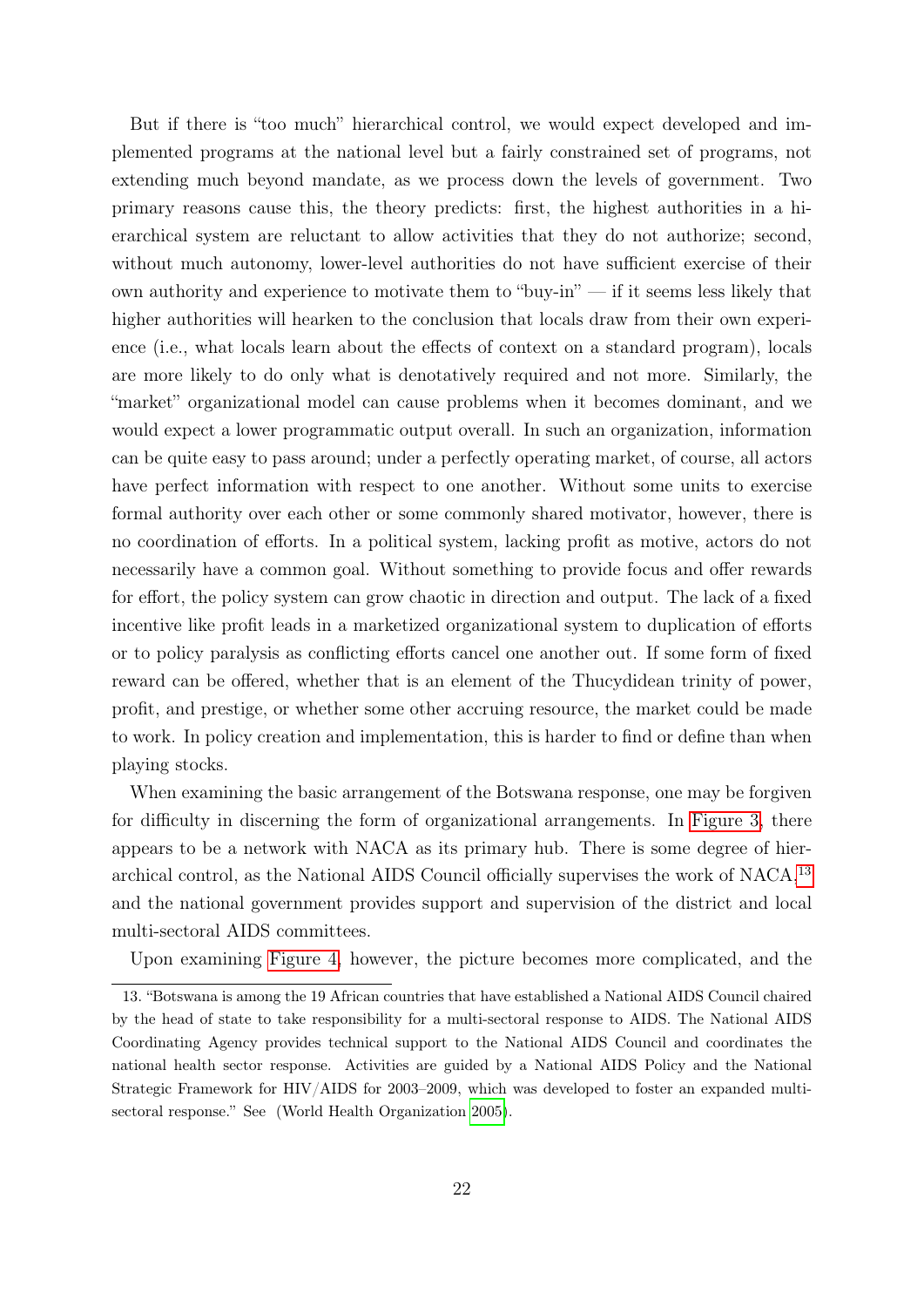But if there is "too much" hierarchical control, we would expect developed and implemented programs at the national level but a fairly constrained set of programs, not extending much beyond mandate, as we process down the levels of government. Two primary reasons cause this, the theory predicts: first, the highest authorities in a hierarchical system are reluctant to allow activities that they do not authorize; second, without much autonomy, lower-level authorities do not have sufficient exercise of their own authority and experience to motivate them to "buy-in" — if it seems less likely that higher authorities will hearken to the conclusion that locals draw from their own experience (i.e., what locals learn about the effects of context on a standard program), locals are more likely to do only what is denotatively required and not more. Similarly, the "market" organizational model can cause problems when it becomes dominant, and we would expect a lower programmatic output overall. In such an organization, information can be quite easy to pass around; under a perfectly operating market, of course, all actors have perfect information with respect to one another. Without some units to exercise formal authority over each other or some commonly shared motivator, however, there is no coordination of efforts. In a political system, lacking profit as motive, actors do not necessarily have a common goal. Without something to provide focus and offer rewards for effort, the policy system can grow chaotic in direction and output. The lack of a fixed incentive like profit leads in a marketized organizational system to duplication of efforts or to policy paralysis as conflicting efforts cancel one another out. If some form of fixed reward can be offered, whether that is an element of the Thucydidean trinity of power, profit, and prestige, or whether some other accruing resource, the market could be made to work. In policy creation and implementation, this is harder to find or define than when playing stocks.

When examining the basic arrangement of the Botswana response, one may be forgiven for difficulty in discerning the form of organizational arrangements. In Figure 3, there appears to be a network with NACA as its primary hub. There is some degree of hierarchical control, as the National AIDS Council officially supervises the work of NACA,[13] and the national government provides support and supervision of the district and local multi-sectoral AIDS committees.

Upon examining Figure 4, however, the picture becomes more complicated, and the

---

13. "Botswana is among the 19 African countries that have established a National AIDS Council chaired by the head of state to take responsibility for a multi-sectoral response to AIDS. The National AIDS Coordinating Agency provides technical support to the National AIDS Council and coordinates the national health sector response. Activities are guided by a National AIDS Policy and the National Strategic Framework for HIV/AIDS for 2003–2009, which was developed to foster an expanded multi-sectoral response." See (World Health Organization 2005).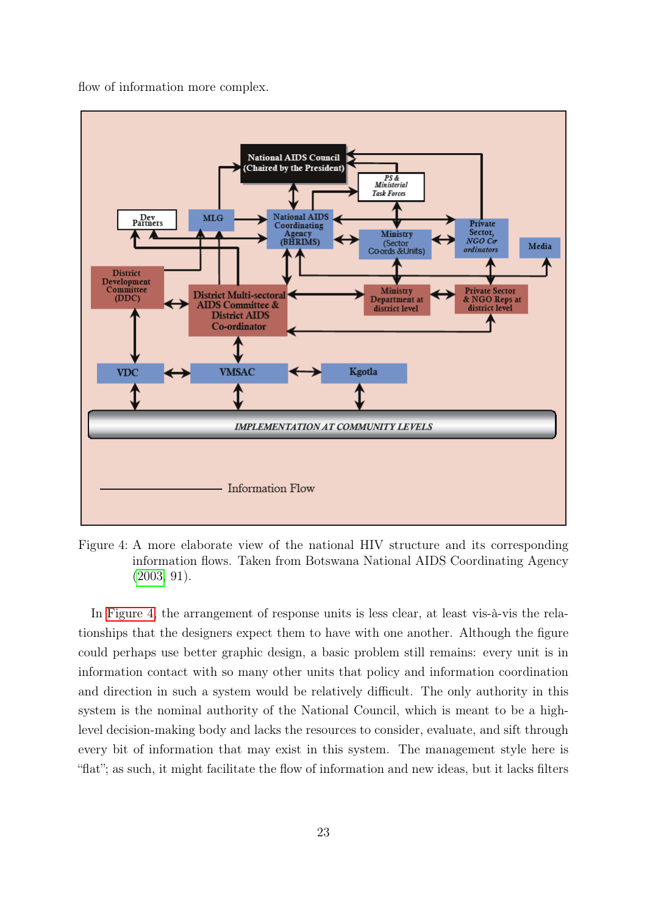flow of information more complex.

Figure 4: A more elaborate view of the national HIV structure and its corresponding information flows. Taken from Botswana National AIDS Coordinating Agency (2003, 91).

In Figure 4, the arrangement of response units is less clear, at least vis-à-vis the relationships that the designers expect them to have with one another. Although the figure could perhaps use better graphic design, a basic problem still remains: every unit is in information contact with so many other units that policy and information coordination and direction in such a system would be relatively difficult. The only authority in this system is the nominal authority of the National Council, which is meant to be a high-level decision-making body and lacks the resources to consider, evaluate, and sift through every bit of information that may exist in this system. The management style here is "flat"; as such, it might facilitate the flow of information and new ideas, but it lacks filters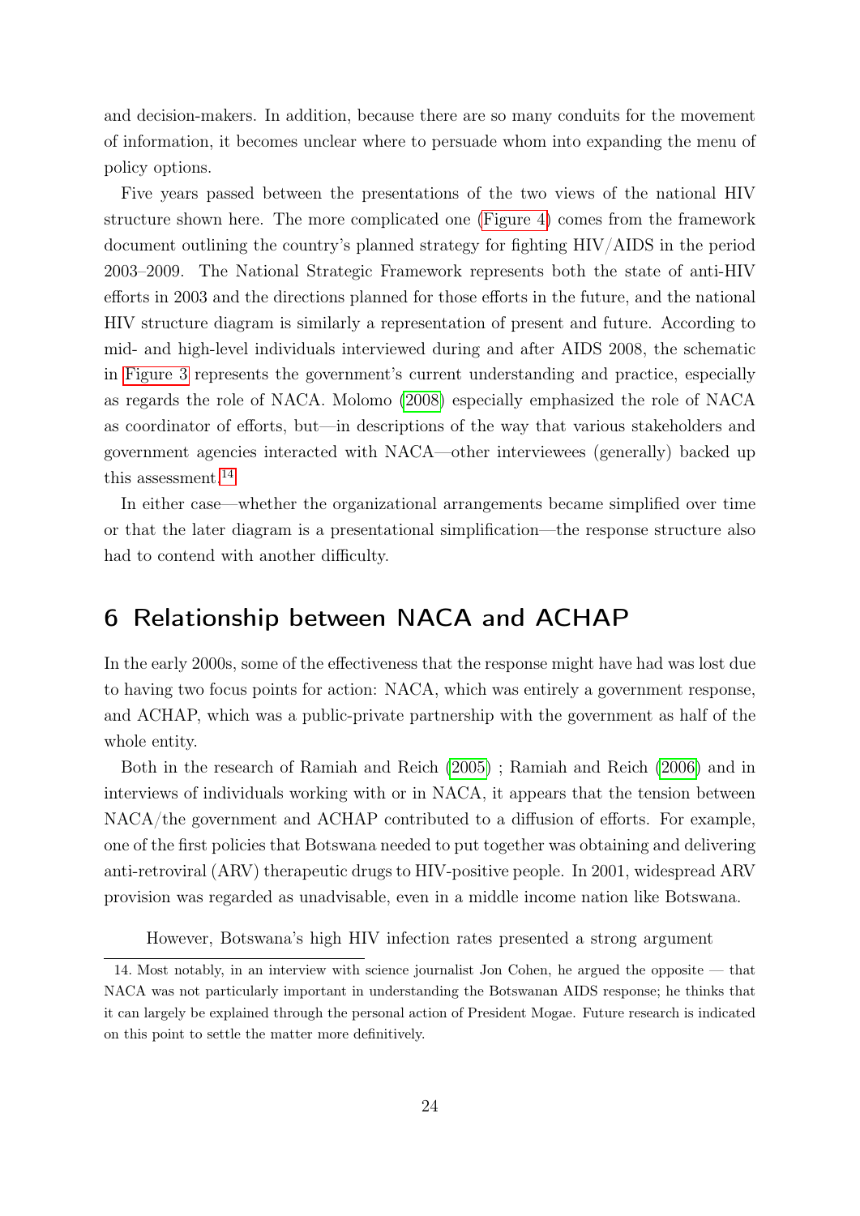and decision-makers. In addition, because there are so many conduits for the movement of information, it becomes unclear where to persuade whom into expanding the menu of policy options.

Five years passed between the presentations of the two views of the national HIV structure shown here. The more complicated one (Figure 4) comes from the framework document outlining the country's planned strategy for fighting HIV/AIDS in the period 2003–2009. The National Strategic Framework represents both the state of anti-HIV efforts in 2003 and the directions planned for those efforts in the future, and the national HIV structure diagram is similarly a representation of present and future. According to mid- and high-level individuals interviewed during and after AIDS 2008, the schematic in Figure 3 represents the government's current understanding and practice, especially as regards the role of NACA. Molomo (2008) especially emphasized the role of NACA as coordinator of efforts, but—in descriptions of the way that various stakeholders and government agencies interacted with NACA—other interviewees (generally) backed up this assessment.[14]

In either case—whether the organizational arrangements became simplified over time or that the later diagram is a presentational simplification—the response structure also had to contend with another difficulty.

## 6 Relationship between NACA and ACHAP

In the early 2000s, some of the effectiveness that the response might have had was lost due to having two focus points for action: NACA, which was entirely a government response, and ACHAP, which was a public-private partnership with the government as half of the whole entity.

Both in the research of Ramiah and Reich (2005) ; Ramiah and Reich (2006) and in interviews of individuals working with or in NACA, it appears that the tension between NACA/the government and ACHAP contributed to a diffusion of efforts. For example, one of the first policies that Botswana needed to put together was obtaining and delivering anti-retroviral (ARV) therapeutic drugs to HIV-positive people. In 2001, widespread ARV provision was regarded as unadvisable, even in a middle income nation like Botswana.

However, Botswana's high HIV infection rates presented a strong argument

14. Most notably, in an interview with science journalist Jon Cohen, he argued the opposite — that NACA was not particularly important in understanding the Botswanan AIDS response; he thinks that it can largely be explained through the personal action of President Mogae. Future research is indicated on this point to settle the matter more definitively.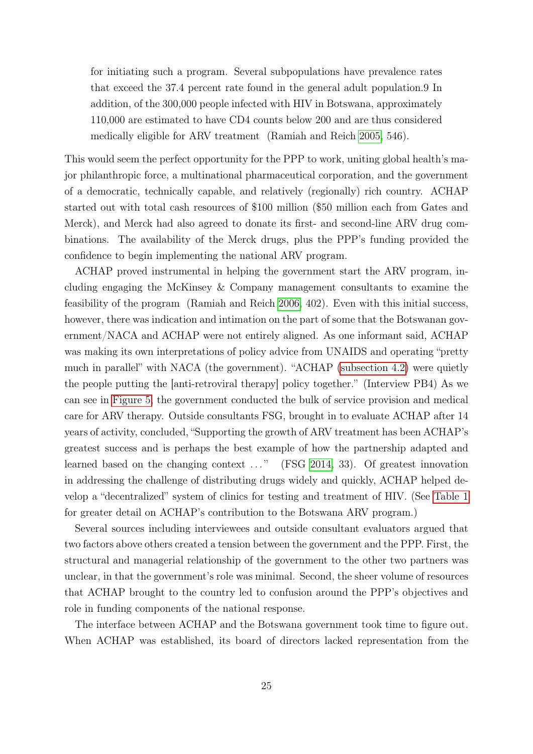> for initiating such a program. Several subpopulations have prevalence rates that exceed the 37.4 percent rate found in the general adult population.9 In addition, of the 300,000 people infected with HIV in Botswana, approximately 110,000 are estimated to have CD4 counts below 200 and are thus considered medically eligible for ARV treatment (Ramiah and Reich 2005, 546).

This would seem the perfect opportunity for the PPP to work, uniting global health's major philanthropic force, a multinational pharmaceutical corporation, and the government of a democratic, technically capable, and relatively (regionally) rich country. ACHAP started out with total cash resources of $100 million ($50 million each from Gates and Merck), and Merck had also agreed to donate its first- and second-line ARV drug combinations. The availability of the Merck drugs, plus the PPP's funding provided the confidence to begin implementing the national ARV program.

ACHAP proved instrumental in helping the government start the ARV program, including engaging the McKinsey & Company management consultants to examine the feasibility of the program (Ramiah and Reich 2006, 402). Even with this initial success, however, there was indication and intimation on the part of some that the Botswanan government/NACA and ACHAP were not entirely aligned. As one informant said, ACHAP was making its own interpretations of policy advice from UNAIDS and operating "pretty much in parallel" with NACA (the government). "ACHAP (subsection 4.2) were quietly the people putting the [anti-retroviral therapy] policy together." (Interview PB4) As we can see in Figure 5, the government conducted the bulk of service provision and medical care for ARV therapy. Outside consultants FSG, brought in to evaluate ACHAP after 14 years of activity, concluded, "Supporting the growth of ARV treatment has been ACHAP's greatest success and is perhaps the best example of how the partnership adapted and learned based on the changing context ..." (FSG 2014, 33). Of greatest innovation in addressing the challenge of distributing drugs widely and quickly, ACHAP helped develop a "decentralized" system of clinics for testing and treatment of HIV. (See Table 1 for greater detail on ACHAP's contribution to the Botswana ARV program.)

Several sources including interviewees and outside consultant evaluators argued that two factors above others created a tension between the government and the PPP. First, the structural and managerial relationship of the government to the other two partners was unclear, in that the government's role was minimal. Second, the sheer volume of resources that ACHAP brought to the country led to confusion around the PPP's objectives and role in funding components of the national response.

The interface between ACHAP and the Botswana government took time to figure out. When ACHAP was established, its board of directors lacked representation from the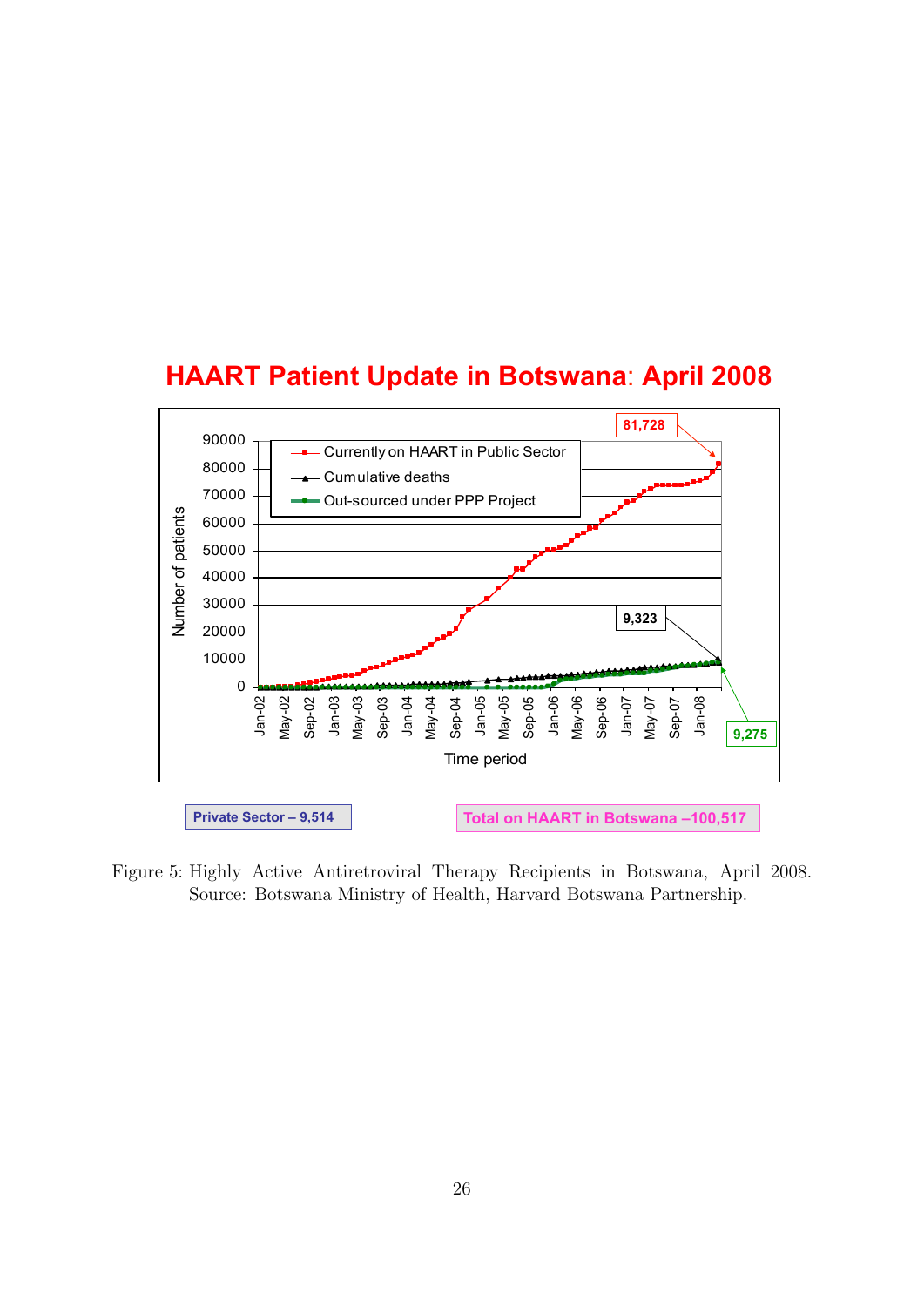## HAART Patient Update in Botswana: April 2008

Figure 5: Highly Active Antiretroviral Therapy Recipients in Botswana, April 2008. Source: Botswana Ministry of Health, Harvard Botswana Partnership.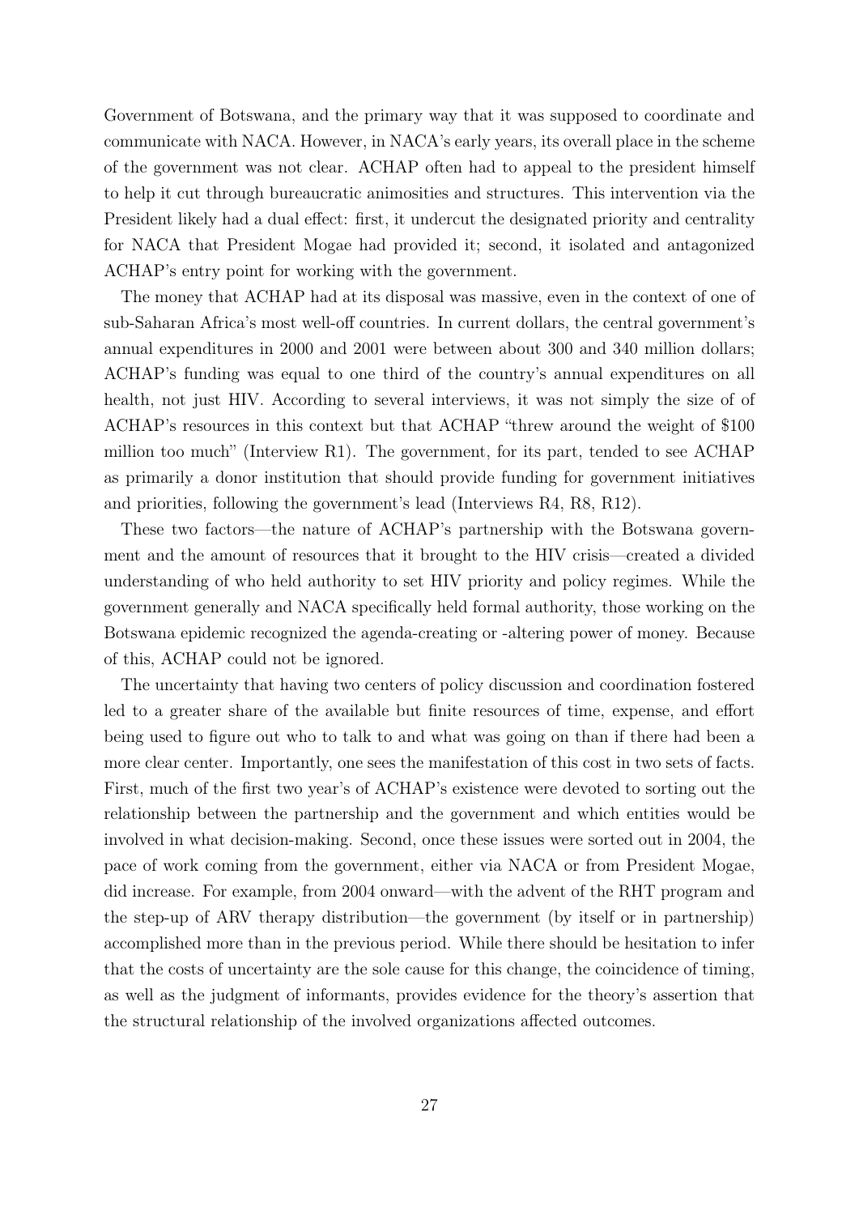Government of Botswana, and the primary way that it was supposed to coordinate and communicate with NACA. However, in NACA's early years, its overall place in the scheme of the government was not clear. ACHAP often had to appeal to the president himself to help it cut through bureaucratic animosities and structures. This intervention via the President likely had a dual effect: first, it undercut the designated priority and centrality for NACA that President Mogae had provided it; second, it isolated and antagonized ACHAP's entry point for working with the government.

The money that ACHAP had at its disposal was massive, even in the context of one of sub-Saharan Africa's most well-off countries. In current dollars, the central government's annual expenditures in 2000 and 2001 were between about 300 and 340 million dollars; ACHAP's funding was equal to one third of the country's annual expenditures on all health, not just HIV. According to several interviews, it was not simply the size of of ACHAP's resources in this context but that ACHAP "threw around the weight of $100 million too much" (Interview R1). The government, for its part, tended to see ACHAP as primarily a donor institution that should provide funding for government initiatives and priorities, following the government's lead (Interviews R4, R8, R12).

These two factors—the nature of ACHAP's partnership with the Botswana government and the amount of resources that it brought to the HIV crisis—created a divided understanding of who held authority to set HIV priority and policy regimes. While the government generally and NACA specifically held formal authority, those working on the Botswana epidemic recognized the agenda-creating or -altering power of money. Because of this, ACHAP could not be ignored.

The uncertainty that having two centers of policy discussion and coordination fostered led to a greater share of the available but finite resources of time, expense, and effort being used to figure out who to talk to and what was going on than if there had been a more clear center. Importantly, one sees the manifestation of this cost in two sets of facts. First, much of the first two year's of ACHAP's existence were devoted to sorting out the relationship between the partnership and the government and which entities would be involved in what decision-making. Second, once these issues were sorted out in 2004, the pace of work coming from the government, either via NACA or from President Mogae, did increase. For example, from 2004 onward—with the advent of the RHT program and the step-up of ARV therapy distribution—the government (by itself or in partnership) accomplished more than in the previous period. While there should be hesitation to infer that the costs of uncertainty are the sole cause for this change, the coincidence of timing, as well as the judgment of informants, provides evidence for the theory's assertion that the structural relationship of the involved organizations affected outcomes.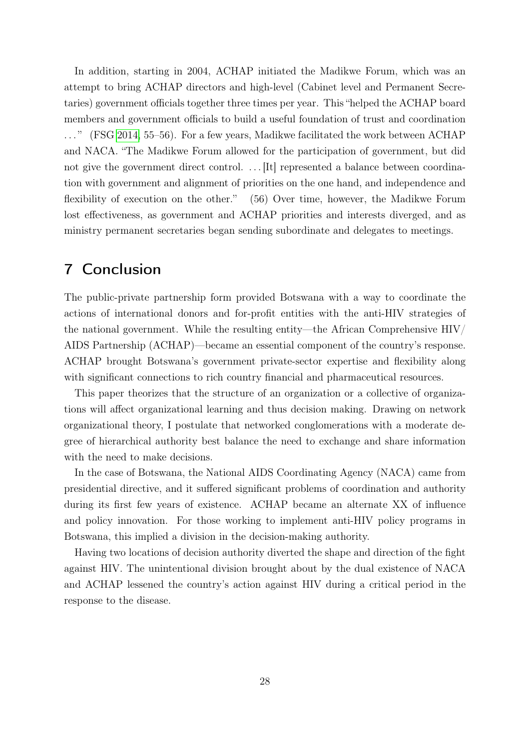In addition, starting in 2004, ACHAP initiated the Madikwe Forum, which was an attempt to bring ACHAP directors and high-level (Cabinet level and Permanent Secretaries) government officials together three times per year. This "helped the ACHAP board members and government officials to build a useful foundation of trust and coordination . . ." (FSG 2014, 55–56). For a few years, Madikwe facilitated the work between ACHAP and NACA. "The Madikwe Forum allowed for the participation of government, but did not give the government direct control. . . . [It] represented a balance between coordination with government and alignment of priorities on the one hand, and independence and flexibility of execution on the other." (56) Over time, however, the Madikwe Forum lost effectiveness, as government and ACHAP priorities and interests diverged, and as ministry permanent secretaries began sending subordinate and delegates to meetings.

## 7 Conclusion

The public-private partnership form provided Botswana with a way to coordinate the actions of international donors and for-profit entities with the anti-HIV strategies of the national government. While the resulting entity—the African Comprehensive HIV/AIDS Partnership (ACHAP)—became an essential component of the country's response. ACHAP brought Botswana's government private-sector expertise and flexibility along with significant connections to rich country financial and pharmaceutical resources.

This paper theorizes that the structure of an organization or a collective of organizations will affect organizational learning and thus decision making. Drawing on network organizational theory, I postulate that networked conglomerations with a moderate degree of hierarchical authority best balance the need to exchange and share information with the need to make decisions.

In the case of Botswana, the National AIDS Coordinating Agency (NACA) came from presidential directive, and it suffered significant problems of coordination and authority during its first few years of existence. ACHAP became an alternate XX of influence and policy innovation. For those working to implement anti-HIV policy programs in Botswana, this implied a division in the decision-making authority.

Having two locations of decision authority diverted the shape and direction of the fight against HIV. The unintentional division brought about by the dual existence of NACA and ACHAP lessened the country's action against HIV during a critical period in the response to the disease.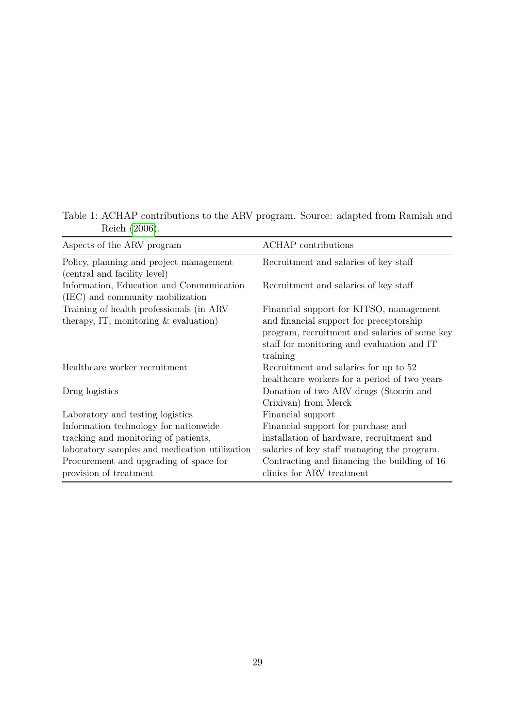Table 1: ACHAP contributions to the ARV program. Source: adapted from Ramiah and Reich (2006).

| Aspects of the ARV program | ACHAP contributions |
|---|---|
| Policy, planning and project management (central and facility level) | Recruitment and salaries of key staff |
| Information, Education and Communication (IEC) and community mobilization | Recruitment and salaries of key staff |
| Training of health professionals (in ARV therapy, IT, monitoring & evaluation) | Financial support for KITSO, management and financial support for preceptorship program, recruitment and salaries of some key staff for monitoring and evaluation and IT training |
| Healthcare worker recruitment | Recruitment and salaries for up to 52 healthcare workers for a period of two years |
| Drug logistics | Donation of two ARV drugs (Stocrin and Crixivan) from Merck |
| Laboratory and testing logistics | Financial support |
| Information technology for nationwide tracking and monitoring of patients, laboratory samples and medication utilization | Financial support for purchase and installation of hardware, recruitment and salaries of key staff managing the program. |
| Procurement and upgrading of space for provision of treatment | Contracting and financing the building of 16 clinics for ARV treatment |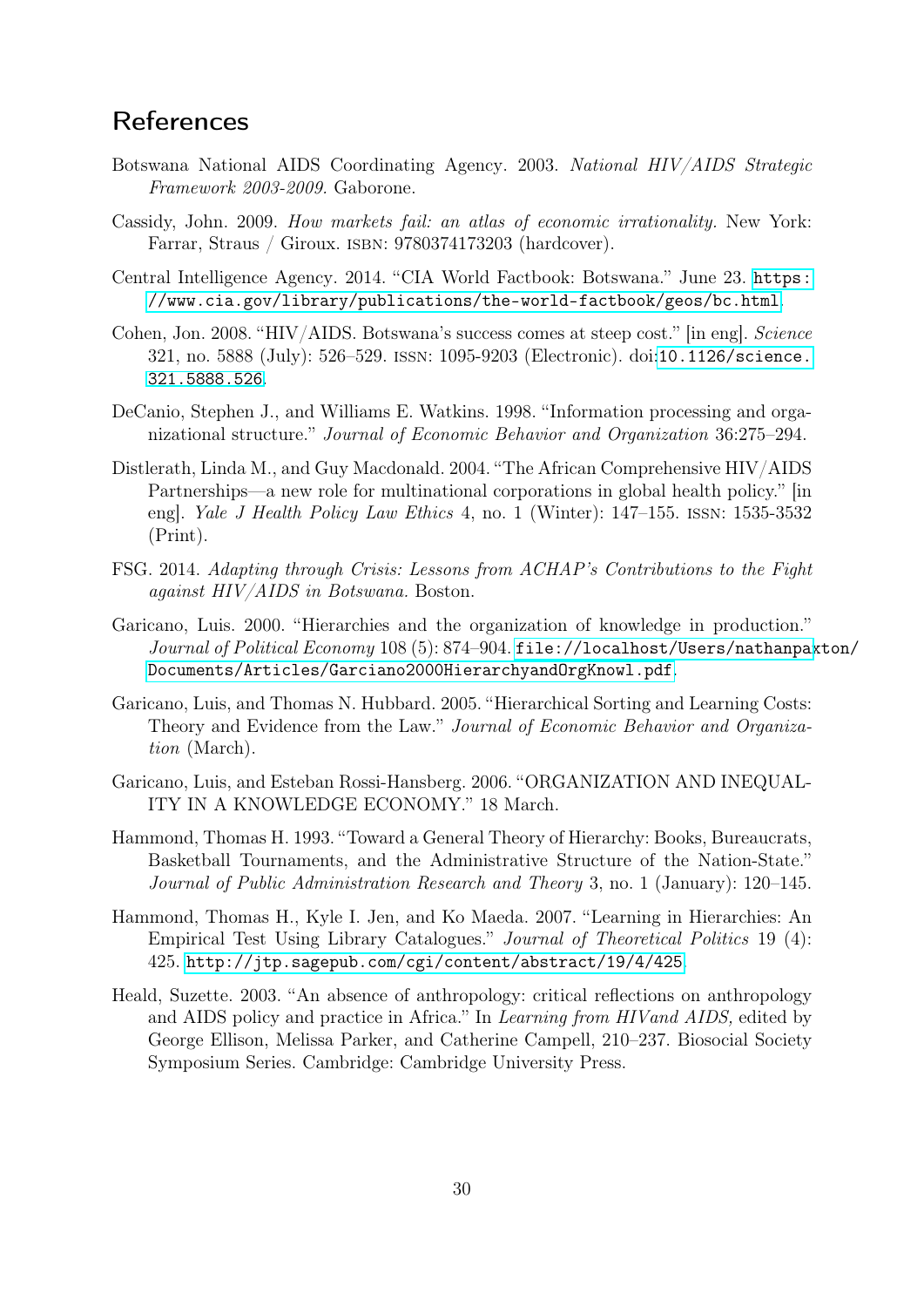## References

Botswana National AIDS Coordinating Agency. 2003. *National HIV/AIDS Strategic Framework 2003-2009.* Gaborone.

Cassidy, John. 2009. *How markets fail: an atlas of economic irrationality.* New York: Farrar, Straus / Giroux. ISBN: 9780374173203 (hardcover).

Central Intelligence Agency. 2014. "CIA World Factbook: Botswana." June 23. https://www.cia.gov/library/publications/the-world-factbook/geos/bc.html.

Cohen, Jon. 2008. "HIV/AIDS. Botswana's success comes at steep cost." [in eng]. *Science* 321, no. 5888 (July): 526–529. ISSN: 1095-9203 (Electronic). doi:10.1126/science.321.5888.526.

DeCanio, Stephen J., and Williams E. Watkins. 1998. "Information processing and organizational structure." *Journal of Economic Behavior and Organization* 36:275–294.

Distlerath, Linda M., and Guy Macdonald. 2004. "The African Comprehensive HIV/AIDS Partnerships—a new role for multinational corporations in global health policy." [in eng]. *Yale J Health Policy Law Ethics* 4, no. 1 (Winter): 147–155. ISSN: 1535-3532 (Print).

FSG. 2014. *Adapting through Crisis: Lessons from ACHAP's Contributions to the Fight against HIV/AIDS in Botswana.* Boston.

Garicano, Luis. 2000. "Hierarchies and the organization of knowledge in production." *Journal of Political Economy* 108 (5): 874–904. file://localhost/Users/nathanpaxton/Documents/Articles/Garciano2000HierarchyandOrgKnowl.pdf.

Garicano, Luis, and Thomas N. Hubbard. 2005. "Hierarchical Sorting and Learning Costs: Theory and Evidence from the Law." *Journal of Economic Behavior and Organization* (March).

Garicano, Luis, and Esteban Rossi-Hansberg. 2006. "ORGANIZATION AND INEQUALITY IN A KNOWLEDGE ECONOMY." 18 March.

Hammond, Thomas H. 1993. "Toward a General Theory of Hierarchy: Books, Bureaucrats, Basketball Tournaments, and the Administrative Structure of the Nation-State." *Journal of Public Administration Research and Theory* 3, no. 1 (January): 120–145.

Hammond, Thomas H., Kyle I. Jen, and Ko Maeda. 2007. "Learning in Hierarchies: An Empirical Test Using Library Catalogues." *Journal of Theoretical Politics* 19 (4): 425. http://jtp.sagepub.com/cgi/content/abstract/19/4/425.

Heald, Suzette. 2003. "An absence of anthropology: critical reflections on anthropology and AIDS policy and practice in Africa." In *Learning from HIVand AIDS,* edited by George Ellison, Melissa Parker, and Catherine Campell, 210–237. Biosocial Society Symposium Series. Cambridge: Cambridge University Press.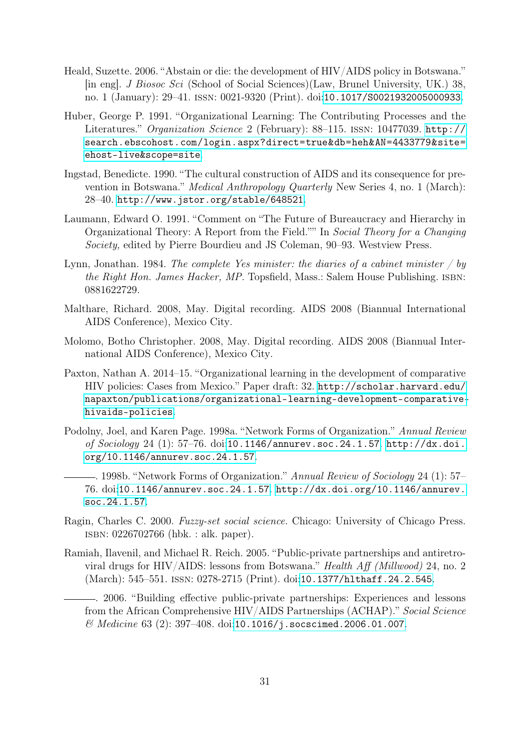Heald, Suzette. 2006. "Abstain or die: the development of HIV/AIDS policy in Botswana." [in eng]. *J Biosoc Sci* (School of Social Sciences)(Law, Brunel University, UK.) 38, no. 1 (January): 29–41. ISSN: 0021-9320 (Print). doi:10.1017/S0021932005000933.

Huber, George P. 1991. "Organizational Learning: The Contributing Processes and the Literatures." *Organization Science* 2 (February): 88–115. ISSN: 10477039. http://search.ebscohost.com/login.aspx?direct=true&db=heh&AN=4433779&site=ehost-live&scope=site.

Ingstad, Benedicte. 1990. "The cultural construction of AIDS and its consequence for prevention in Botswana." *Medical Anthropology Quarterly* New Series 4, no. 1 (March): 28–40. http://www.jstor.org/stable/648521.

Laumann, Edward O. 1991. "Comment on "The Future of Bureaucracy and Hierarchy in Organizational Theory: A Report from the Field."" In *Social Theory for a Changing Society,* edited by Pierre Bourdieu and JS Coleman, 90–93. Westview Press.

Lynn, Jonathan. 1984. *The complete Yes minister: the diaries of a cabinet minister / by the Right Hon. James Hacker, MP.* Topsfield, Mass.: Salem House Publishing. ISBN: 0881622729.

Malthare, Richard. 2008, May. Digital recording. AIDS 2008 (Biannual International AIDS Conference), Mexico City.

Molomo, Botho Christopher. 2008, May. Digital recording. AIDS 2008 (Biannual International AIDS Conference), Mexico City.

Paxton, Nathan A. 2014–15. "Organizational learning in the development of comparative HIV policies: Cases from Mexico." Paper draft: 32. http://scholar.harvard.edu/napaxton/publications/organizational-learning-development-comparative-hivaids-policies.

Podolny, Joel, and Karen Page. 1998a. "Network Forms of Organization." *Annual Review of Sociology* 24 (1): 57–76. doi:10.1146/annurev.soc.24.1.57. http://dx.doi.org/10.1146/annurev.soc.24.1.57.

———. 1998b. "Network Forms of Organization." *Annual Review of Sociology* 24 (1): 57–76. doi:10.1146/annurev.soc.24.1.57. http://dx.doi.org/10.1146/annurev.soc.24.1.57.

Ragin, Charles C. 2000. *Fuzzy-set social science.* Chicago: University of Chicago Press. ISBN: 0226702766 (hbk. : alk. paper).

Ramiah, Ilavenil, and Michael R. Reich. 2005. "Public-private partnerships and antiretroviral drugs for HIV/AIDS: lessons from Botswana." *Health Aff (Millwood)* 24, no. 2 (March): 545–551. ISSN: 0278-2715 (Print). doi:10.1377/hlthaff.24.2.545.

———. 2006. "Building effective public-private partnerships: Experiences and lessons from the African Comprehensive HIV/AIDS Partnerships (ACHAP)." *Social Science & Medicine* 63 (2): 397–408. doi:10.1016/j.socscimed.2006.01.007.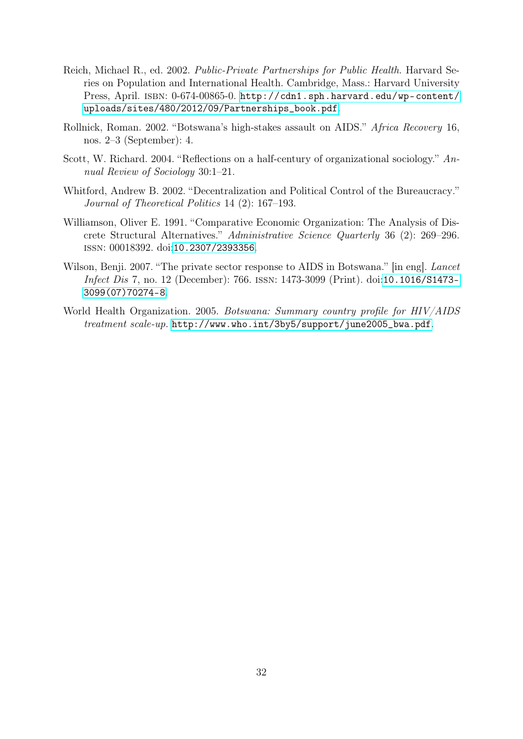Reich, Michael R., ed. 2002. *Public-Private Partnerships for Public Health.* Harvard Series on Population and International Health. Cambridge, Mass.: Harvard University Press, April. ISBN: 0-674-00865-0. http://cdn1.sph.harvard.edu/wp-content/uploads/sites/480/2012/09/Partnerships_book.pdf.

Rollnick, Roman. 2002. "Botswana's high-stakes assault on AIDS." *Africa Recovery* 16, nos. 2–3 (September): 4.

Scott, W. Richard. 2004. "Reflections on a half-century of organizational sociology." *Annual Review of Sociology* 30:1–21.

Whitford, Andrew B. 2002. "Decentralization and Political Control of the Bureaucracy." *Journal of Theoretical Politics* 14 (2): 167–193.

Williamson, Oliver E. 1991. "Comparative Economic Organization: The Analysis of Discrete Structural Alternatives." *Administrative Science Quarterly* 36 (2): 269–296. ISSN: 00018392. doi:10.2307/2393356.

Wilson, Benji. 2007. "The private sector response to AIDS in Botswana." [in eng]. *Lancet Infect Dis* 7, no. 12 (December): 766. ISSN: 1473-3099 (Print). doi:10.1016/S1473-3099(07)70274-8.

World Health Organization. 2005. *Botswana: Summary country profile for HIV/AIDS treatment scale-up.* http://www.who.int/3by5/support/june2005_bwa.pdf.